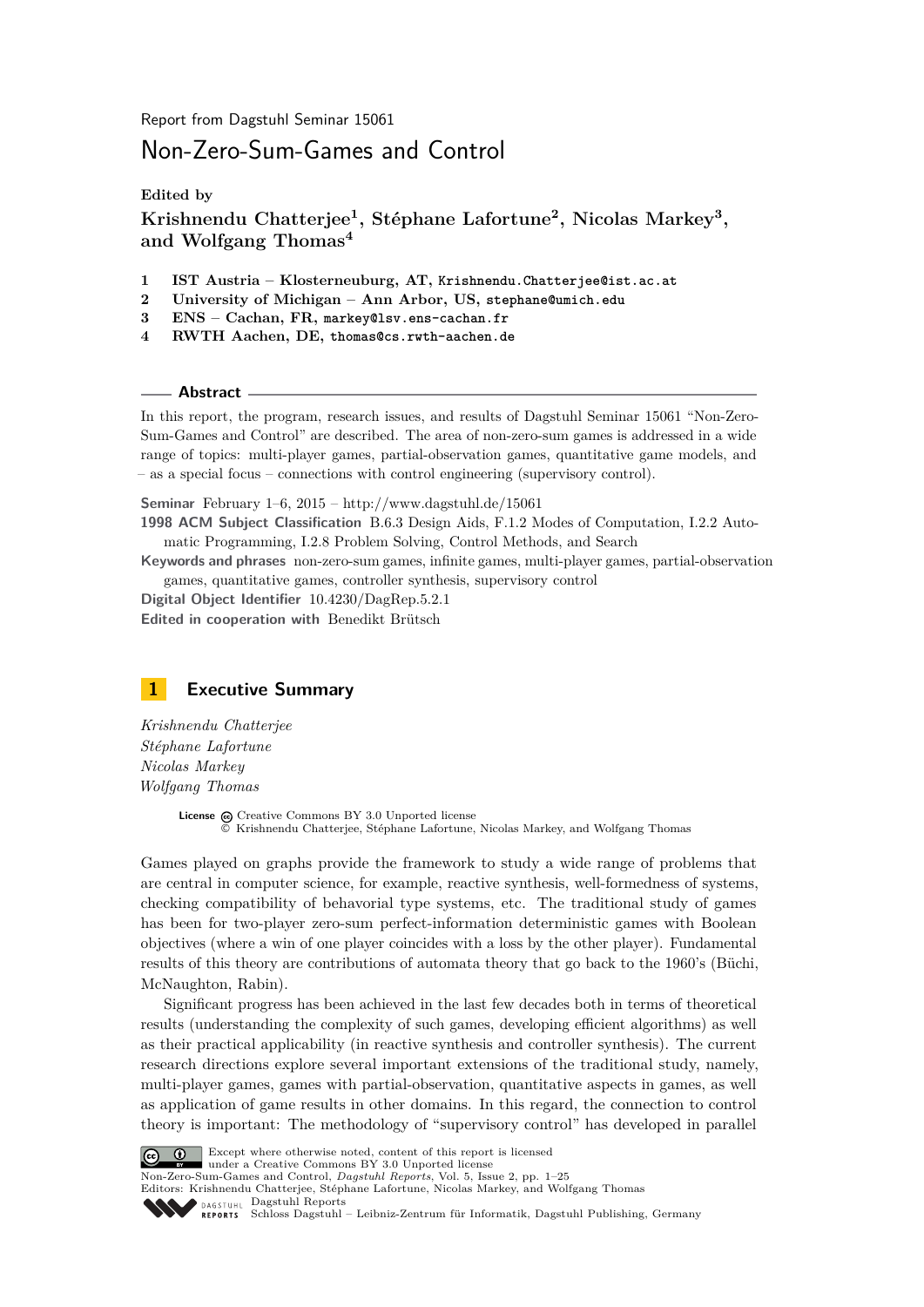Report from Dagstuhl Seminar 15061

# Non-Zero-Sum-Games and Control

**Edited by**

**Krishnendu Chatterjee[1], Stéphane Lafortune[2], Nicolas Markey[3], and Wolfgang Thomas[4]**

1. **IST Austria – Klosterneuburg, AT,** Krishnendu.Chatterjee@ist.ac.at
2. **University of Michigan – Ann Arbor, US,** stephane@umich.edu
3. **ENS – Cachan, FR,** markey@lsv.ens-cachan.fr
4. **RWTH Aachen, DE,** thomas@cs.rwth-aachen.de

**Abstract**

In this report, the program, research issues, and results of Dagstuhl Seminar 15061 "Non-Zero-Sum-Games and Control" are described. The area of non-zero-sum games is addressed in a wide range of topics: multi-player games, partial-observation games, quantitative game models, and – as a special focus – connections with control engineering (supervisory control).

**Seminar** February 1–6, 2015 – http://www.dagstuhl.de/15061

**1998 ACM Subject Classification** B.6.3 Design Aids, F.1.2 Modes of Computation, I.2.2 Automatic Programming, I.2.8 Problem Solving, Control Methods, and Search

**Keywords and phrases** non-zero-sum games, infinite games, multi-player games, partial-observation games, quantitative games, controller synthesis, supervisory control

**Digital Object Identifier** 10.4230/DagRep.5.2.1

**Edited in cooperation with** Benedikt Brütsch

## 1 Executive Summary

*Krishnendu Chatterjee*
*Stéphane Lafortune*
*Nicolas Markey*
*Wolfgang Thomas*

**License** Creative Commons BY 3.0 Unported license
© Krishnendu Chatterjee, Stéphane Lafortune, Nicolas Markey, and Wolfgang Thomas

Games played on graphs provide the framework to study a wide range of problems that are central in computer science, for example, reactive synthesis, well-formedness of systems, checking compatibility of behavioral type systems, etc. The traditional study of games has been for two-player zero-sum perfect-information deterministic games with Boolean objectives (where a win of one player coincides with a loss by the other player). Fundamental results of this theory are contributions of automata theory that go back to the 1960's (Büchi, McNaughton, Rabin).

Significant progress has been achieved in the last few decades both in terms of theoretical results (understanding the complexity of such games, developing efficient algorithms) as well as their practical applicability (in reactive synthesis and controller synthesis). The current research directions explore several important extensions of the traditional study, namely, multi-player games, games with partial-observation, quantitative aspects in games, as well as application of game results in other domains. In this regard, the connection to control theory is important: The methodology of "supervisory control" has developed in parallel

Except where otherwise noted, content of this report is licensed under a Creative Commons BY 3.0 Unported license
Non-Zero-Sum-Games and Control, *Dagstuhl Reports*, Vol. 5, Issue 2, pp. 1–25
Editors: Krishnendu Chatterjee, Stéphane Lafortune, Nicolas Markey, and Wolfgang Thomas
Dagstuhl Reports
Schloss Dagstuhl – Leibniz-Zentrum für Informatik, Dagstuhl Publishing, Germany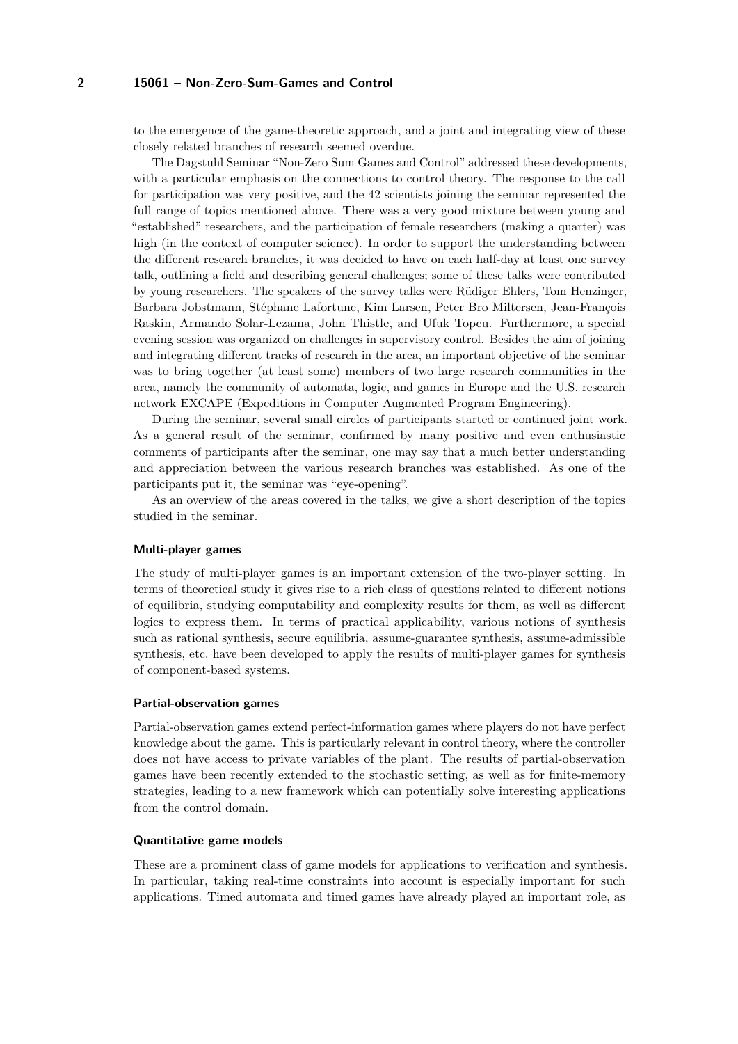to the emergence of the game-theoretic approach, and a joint and integrating view of these closely related branches of research seemed overdue.

The Dagstuhl Seminar "Non-Zero Sum Games and Control" addressed these developments, with a particular emphasis on the connections to control theory. The response to the call for participation was very positive, and the 42 scientists joining the seminar represented the full range of topics mentioned above. There was a very good mixture between young and "established" researchers, and the participation of female researchers (making a quarter) was high (in the context of computer science). In order to support the understanding between the different research branches, it was decided to have on each half-day at least one survey talk, outlining a field and describing general challenges; some of these talks were contributed by young researchers. The speakers of the survey talks were Rüdiger Ehlers, Tom Henzinger, Barbara Jobstmann, Stéphane Lafortune, Kim Larsen, Peter Bro Miltersen, Jean-François Raskin, Armando Solar-Lezama, John Thistle, and Ufuk Topcu. Furthermore, a special evening session was organized on challenges in supervisory control. Besides the aim of joining and integrating different tracks of research in the area, an important objective of the seminar was to bring together (at least some) members of two large research communities in the area, namely the community of automata, logic, and games in Europe and the U.S. research network EXCAPE (Expeditions in Computer Augmented Program Engineering).

During the seminar, several small circles of participants started or continued joint work. As a general result of the seminar, confirmed by many positive and even enthusiastic comments of participants after the seminar, one may say that a much better understanding and appreciation between the various research branches was established. As one of the participants put it, the seminar was "eye-opening".

As an overview of the areas covered in the talks, we give a short description of the topics studied in the seminar.

#### Multi-player games

The study of multi-player games is an important extension of the two-player setting. In terms of theoretical study it gives rise to a rich class of questions related to different notions of equilibria, studying computability and complexity results for them, as well as different logics to express them. In terms of practical applicability, various notions of synthesis such as rational synthesis, secure equilibria, assume-guarantee synthesis, assume-admissible synthesis, etc. have been developed to apply the results of multi-player games for synthesis of component-based systems.

#### Partial-observation games

Partial-observation games extend perfect-information games where players do not have perfect knowledge about the game. This is particularly relevant in control theory, where the controller does not have access to private variables of the plant. The results of partial-observation games have been recently extended to the stochastic setting, as well as for finite-memory strategies, leading to a new framework which can potentially solve interesting applications from the control domain.

#### Quantitative game models

These are a prominent class of game models for applications to verification and synthesis. In particular, taking real-time constraints into account is especially important for such applications. Timed automata and timed games have already played an important role, as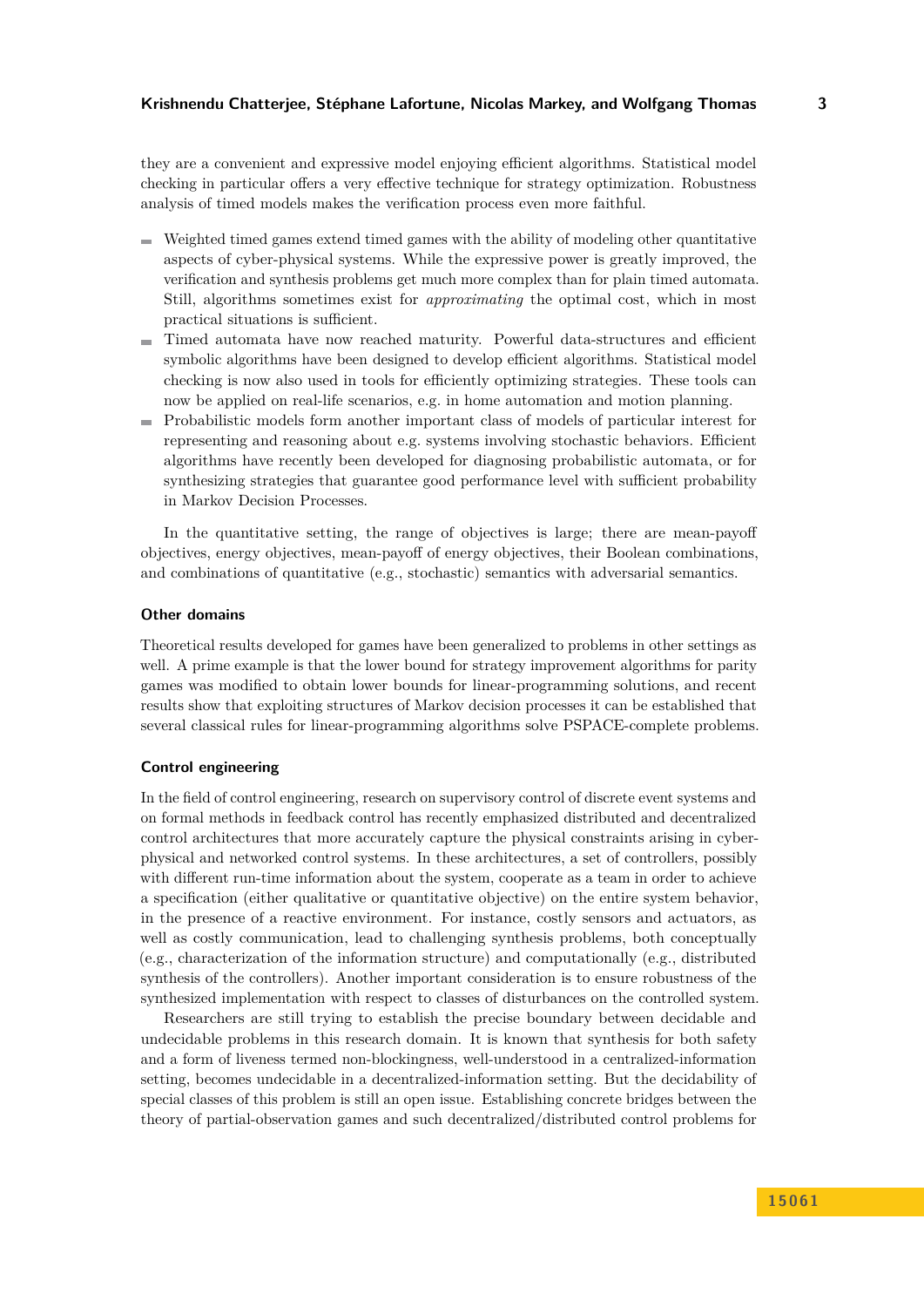they are a convenient and expressive model enjoying efficient algorithms. Statistical model checking in particular offers a very effective technique for strategy optimization. Robustness analysis of timed models makes the verification process even more faithful.

- Weighted timed games extend timed games with the ability of modeling other quantitative aspects of cyber-physical systems. While the expressive power is greatly improved, the verification and synthesis problems get much more complex than for plain timed automata. Still, algorithms sometimes exist for *approximating* the optimal cost, which in most practical situations is sufficient.
- Timed automata have now reached maturity. Powerful data-structures and efficient symbolic algorithms have been designed to develop efficient algorithms. Statistical model checking is now also used in tools for efficiently optimizing strategies. These tools can now be applied on real-life scenarios, e.g. in home automation and motion planning.
- Probabilistic models form another important class of models of particular interest for representing and reasoning about e.g. systems involving stochastic behaviors. Efficient algorithms have recently been developed for diagnosing probabilistic automata, or for synthesizing strategies that guarantee good performance level with sufficient probability in Markov Decision Processes.

In the quantitative setting, the range of objectives is large; there are mean-payoff objectives, energy objectives, mean-payoff of energy objectives, their Boolean combinations, and combinations of quantitative (e.g., stochastic) semantics with adversarial semantics.

#### Other domains

Theoretical results developed for games have been generalized to problems in other settings as well. A prime example is that the lower bound for strategy improvement algorithms for parity games was modified to obtain lower bounds for linear-programming solutions, and recent results show that exploiting structures of Markov decision processes it can be established that several classical rules for linear-programming algorithms solve PSPACE-complete problems.

#### Control engineering

In the field of control engineering, research on supervisory control of discrete event systems and on formal methods in feedback control has recently emphasized distributed and decentralized control architectures that more accurately capture the physical constraints arising in cyber-physical and networked control systems. In these architectures, a set of controllers, possibly with different run-time information about the system, cooperate as a team in order to achieve a specification (either qualitative or quantitative objective) on the entire system behavior, in the presence of a reactive environment. For instance, costly sensors and actuators, as well as costly communication, lead to challenging synthesis problems, both conceptually (e.g., characterization of the information structure) and computationally (e.g., distributed synthesis of the controllers). Another important consideration is to ensure robustness of the synthesized implementation with respect to classes of disturbances on the controlled system.

Researchers are still trying to establish the precise boundary between decidable and undecidable problems in this research domain. It is known that synthesis for both safety and a form of liveness termed non-blockingness, well-understood in a centralized-information setting, becomes undecidable in a decentralized-information setting. But the decidability of special classes of this problem is still an open issue. Establishing concrete bridges between the theory of partial-observation games and such decentralized/distributed control problems for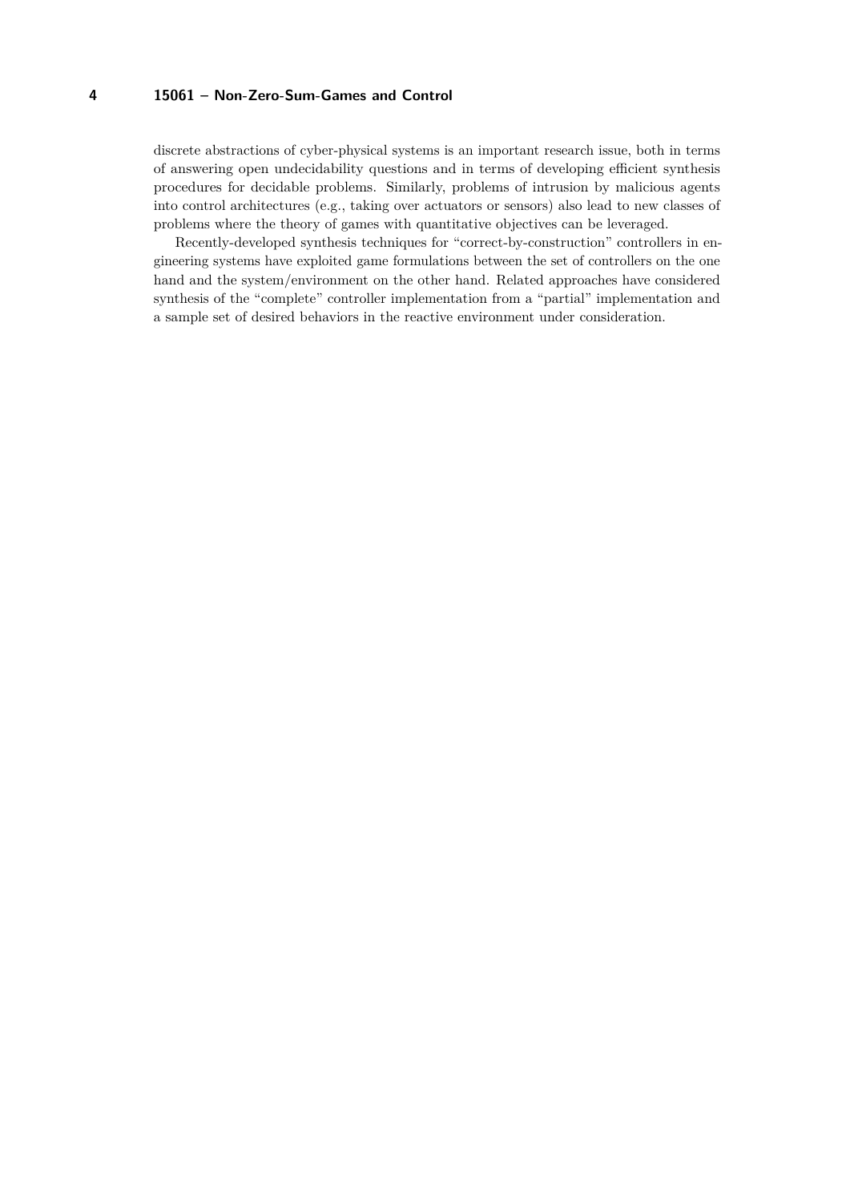discrete abstractions of cyber-physical systems is an important research issue, both in terms of answering open undecidability questions and in terms of developing efficient synthesis procedures for decidable problems. Similarly, problems of intrusion by malicious agents into control architectures (e.g., taking over actuators or sensors) also lead to new classes of problems where the theory of games with quantitative objectives can be leveraged.

Recently-developed synthesis techniques for "correct-by-construction" controllers in engineering systems have exploited game formulations between the set of controllers on the one hand and the system/environment on the other hand. Related approaches have considered synthesis of the "complete" controller implementation from a "partial" implementation and a sample set of desired behaviors in the reactive environment under consideration.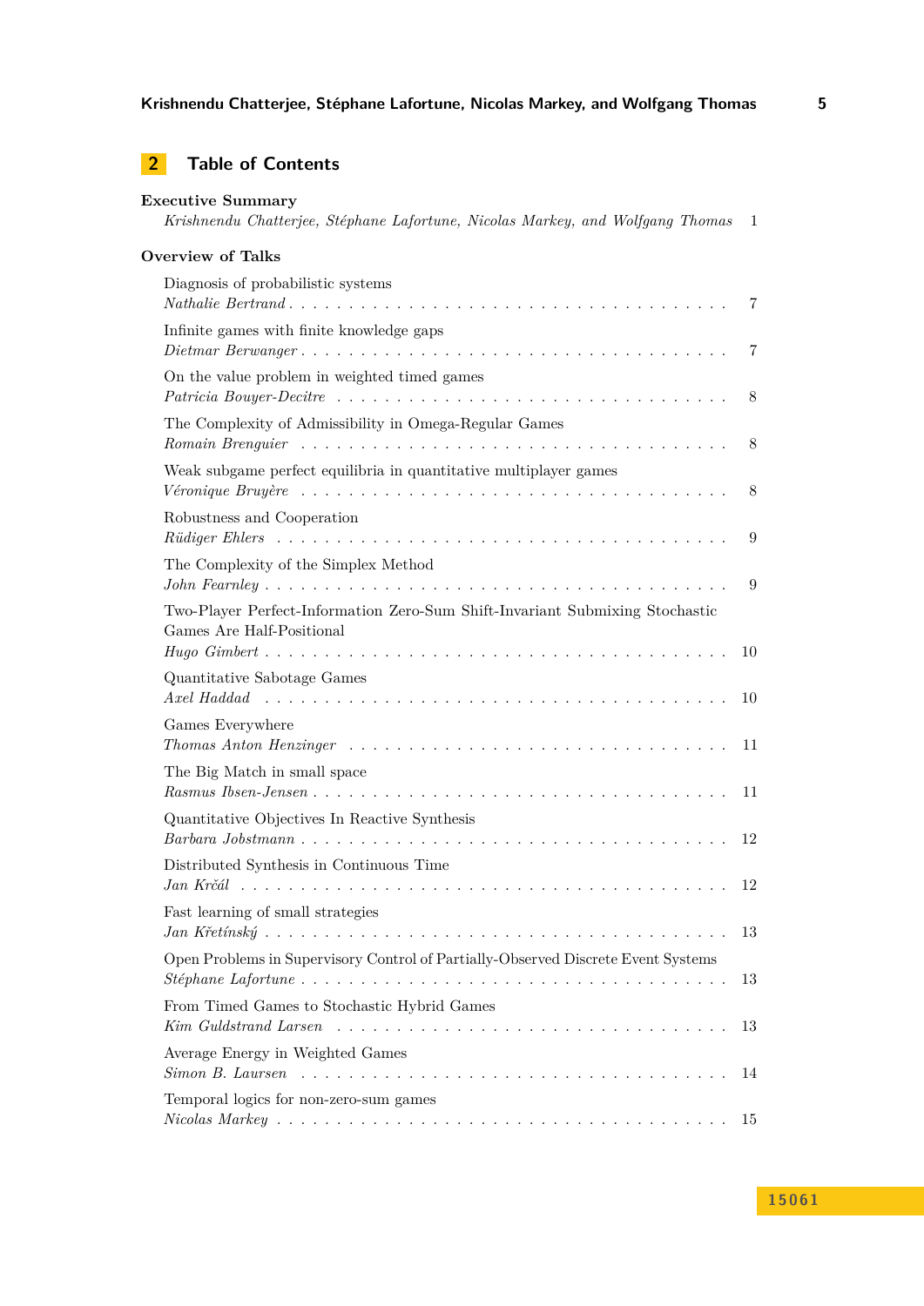## 2 Table of Contents

**Executive Summary**
*Krishnendu Chatterjee, Stéphane Lafortune, Nicolas Markey, and Wolfgang Thomas* . . . 1

**Overview of Talks**

Diagnosis of probabilistic systems
*Nathalie Bertrand* . . . 7

Infinite games with finite knowledge gaps
*Dietmar Berwanger* . . . 7

On the value problem in weighted timed games
*Patricia Bouyer-Decitre* . . . 8

The Complexity of Admissibility in Omega-Regular Games
*Romain Brenguier* . . . 8

Weak subgame perfect equilibria in quantitative multiplayer games
*Véronique Bruyère* . . . 8

Robustness and Cooperation
*Rüdiger Ehlers* . . . 9

The Complexity of the Simplex Method
*John Fearnley* . . . 9

Two-Player Perfect-Information Zero-Sum Shift-Invariant Submixing Stochastic Games Are Half-Positional
*Hugo Gimbert* . . . 10

Quantitative Sabotage Games
*Axel Haddad* . . . 10

Games Everywhere
*Thomas Anton Henzinger* . . . 11

The Big Match in small space
*Rasmus Ibsen-Jensen* . . . 11

Quantitative Objectives In Reactive Synthesis
*Barbara Jobstmann* . . . 12

Distributed Synthesis in Continuous Time
*Jan Krčál* . . . 12

Fast learning of small strategies
*Jan Křetínský* . . . 13

Open Problems in Supervisory Control of Partially-Observed Discrete Event Systems
*Stéphane Lafortune* . . . 13

From Timed Games to Stochastic Hybrid Games
*Kim Guldstrand Larsen* . . . 13

Average Energy in Weighted Games
*Simon B. Laursen* . . . 14

Temporal logics for non-zero-sum games
*Nicolas Markey* . . . 15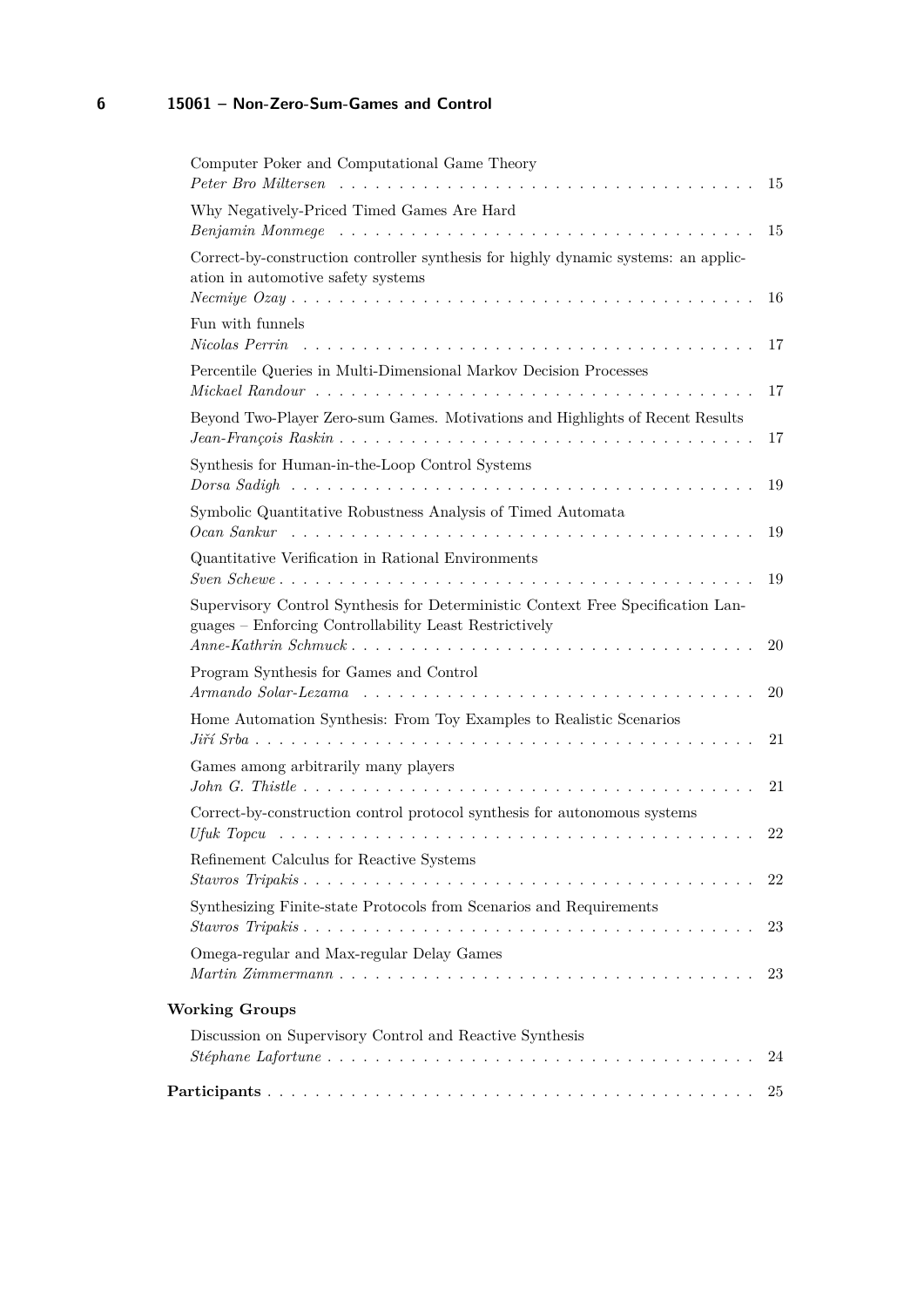Computer Poker and Computational Game Theory
*Peter Bro Miltersen* . . . . . . . . . . . . . . . . . . . . . . . . . . . . . . . . . . . 15

Why Negatively-Priced Timed Games Are Hard
*Benjamin Monmege* . . . . . . . . . . . . . . . . . . . . . . . . . . . . . . . . . . . 15

Correct-by-construction controller synthesis for highly dynamic systems: an application in automotive safety systems
*Necmiye Ozay* . . . . . . . . . . . . . . . . . . . . . . . . . . . . . . . . . . . . . . 16

Fun with funnels
*Nicolas Perrin* . . . . . . . . . . . . . . . . . . . . . . . . . . . . . . . . . . . . . 17

Percentile Queries in Multi-Dimensional Markov Decision Processes
*Mickael Randour* . . . . . . . . . . . . . . . . . . . . . . . . . . . . . . . . . . . . 17

Beyond Two-Player Zero-sum Games. Motivations and Highlights of Recent Results
*Jean-François Raskin* . . . . . . . . . . . . . . . . . . . . . . . . . . . . . . . . . 17

Synthesis for Human-in-the-Loop Control Systems
*Dorsa Sadigh* . . . . . . . . . . . . . . . . . . . . . . . . . . . . . . . . . . . . . . 19

Symbolic Quantitative Robustness Analysis of Timed Automata
*Ocan Sankur* . . . . . . . . . . . . . . . . . . . . . . . . . . . . . . . . . . . . . . 19

Quantitative Verification in Rational Environments
*Sven Schewe* . . . . . . . . . . . . . . . . . . . . . . . . . . . . . . . . . . . . . . 19

Supervisory Control Synthesis for Deterministic Context Free Specification Languages – Enforcing Controllability Least Restrictively
*Anne-Kathrin Schmuck* . . . . . . . . . . . . . . . . . . . . . . . . . . . . . . . . . 20

Program Synthesis for Games and Control
*Armando Solar-Lezama* . . . . . . . . . . . . . . . . . . . . . . . . . . . . . . . . . 20

Home Automation Synthesis: From Toy Examples to Realistic Scenarios
*Jiří Srba* . . . . . . . . . . . . . . . . . . . . . . . . . . . . . . . . . . . . . . . . 21

Games among arbitrarily many players
*John G. Thistle* . . . . . . . . . . . . . . . . . . . . . . . . . . . . . . . . . . . . 21

Correct-by-construction control protocol synthesis for autonomous systems
*Ufuk Topcu* . . . . . . . . . . . . . . . . . . . . . . . . . . . . . . . . . . . . . . . 22

Refinement Calculus for Reactive Systems
*Stavros Tripakis* . . . . . . . . . . . . . . . . . . . . . . . . . . . . . . . . . . . . 22

Synthesizing Finite-state Protocols from Scenarios and Requirements
*Stavros Tripakis* . . . . . . . . . . . . . . . . . . . . . . . . . . . . . . . . . . . . 23

Omega-regular and Max-regular Delay Games
*Martin Zimmermann* . . . . . . . . . . . . . . . . . . . . . . . . . . . . . . . . . . . 23

**Working Groups**

Discussion on Supervisory Control and Reactive Synthesis
*Stéphane Lafortune* . . . . . . . . . . . . . . . . . . . . . . . . . . . . . . . . . . 24

**Participants** . . . . . . . . . . . . . . . . . . . . . . . . . . . . . . . . . . . . . . 25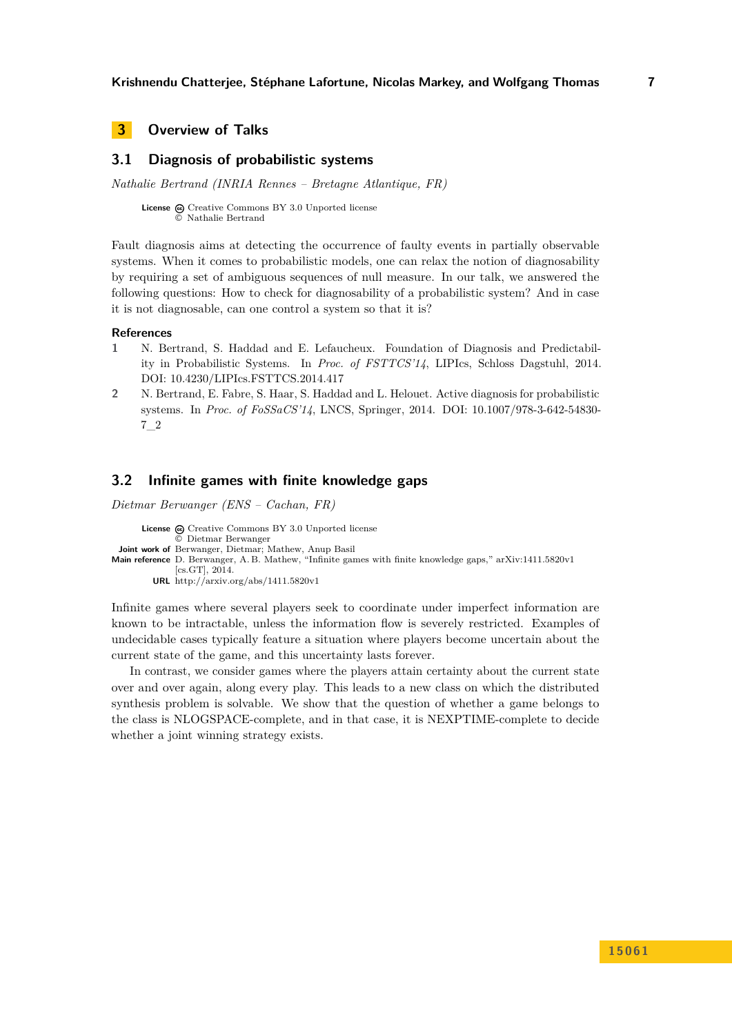# 3 Overview of Talks

## 3.1 Diagnosis of probabilistic systems

*Nathalie Bertrand (INRIA Rennes – Bretagne Atlantique, FR)*

**License** Creative Commons BY 3.0 Unported license
© Nathalie Bertrand

Fault diagnosis aims at detecting the occurrence of faulty events in partially observable systems. When it comes to probabilistic models, one can relax the notion of diagnosability by requiring a set of ambiguous sequences of null measure. In our talk, we answered the following questions: How to check for diagnosability of a probabilistic system? And in case it is not diagnosable, can one control a system so that it is?

### References

1. N. Bertrand, S. Haddad and E. Lefaucheux. Foundation of Diagnosis and Predictability in Probabilistic Systems. In *Proc. of FSTTCS'14*, LIPIcs, Schloss Dagstuhl, 2014. DOI: 10.4230/LIPIcs.FSTTCS.2014.417
2. N. Bertrand, E. Fabre, S. Haar, S. Haddad and L. Helouet. Active diagnosis for probabilistic systems. In *Proc. of FoSSaCS'14*, LNCS, Springer, 2014. DOI: 10.1007/978-3-642-54830-7_2

## 3.2 Infinite games with finite knowledge gaps

*Dietmar Berwanger (ENS – Cachan, FR)*

**License** Creative Commons BY 3.0 Unported license
© Dietmar Berwanger
**Joint work of** Berwanger, Dietmar; Mathew, Anup Basil
**Main reference** D. Berwanger, A. B. Mathew, "Infinite games with finite knowledge gaps," arXiv:1411.5820v1 [cs.GT], 2014.
**URL** http://arxiv.org/abs/1411.5820v1

Infinite games where several players seek to coordinate under imperfect information are known to be intractable, unless the information flow is severely restricted. Examples of undecidable cases typically feature a situation where players become uncertain about the current state of the game, and this uncertainty lasts forever.

In contrast, we consider games where the players attain certainty about the current state over and over again, along every play. This leads to a new class on which the distributed synthesis problem is solvable. We show that the question of whether a game belongs to the class is NLOGSPACE-complete, and in that case, it is NEXPTIME-complete to decide whether a joint winning strategy exists.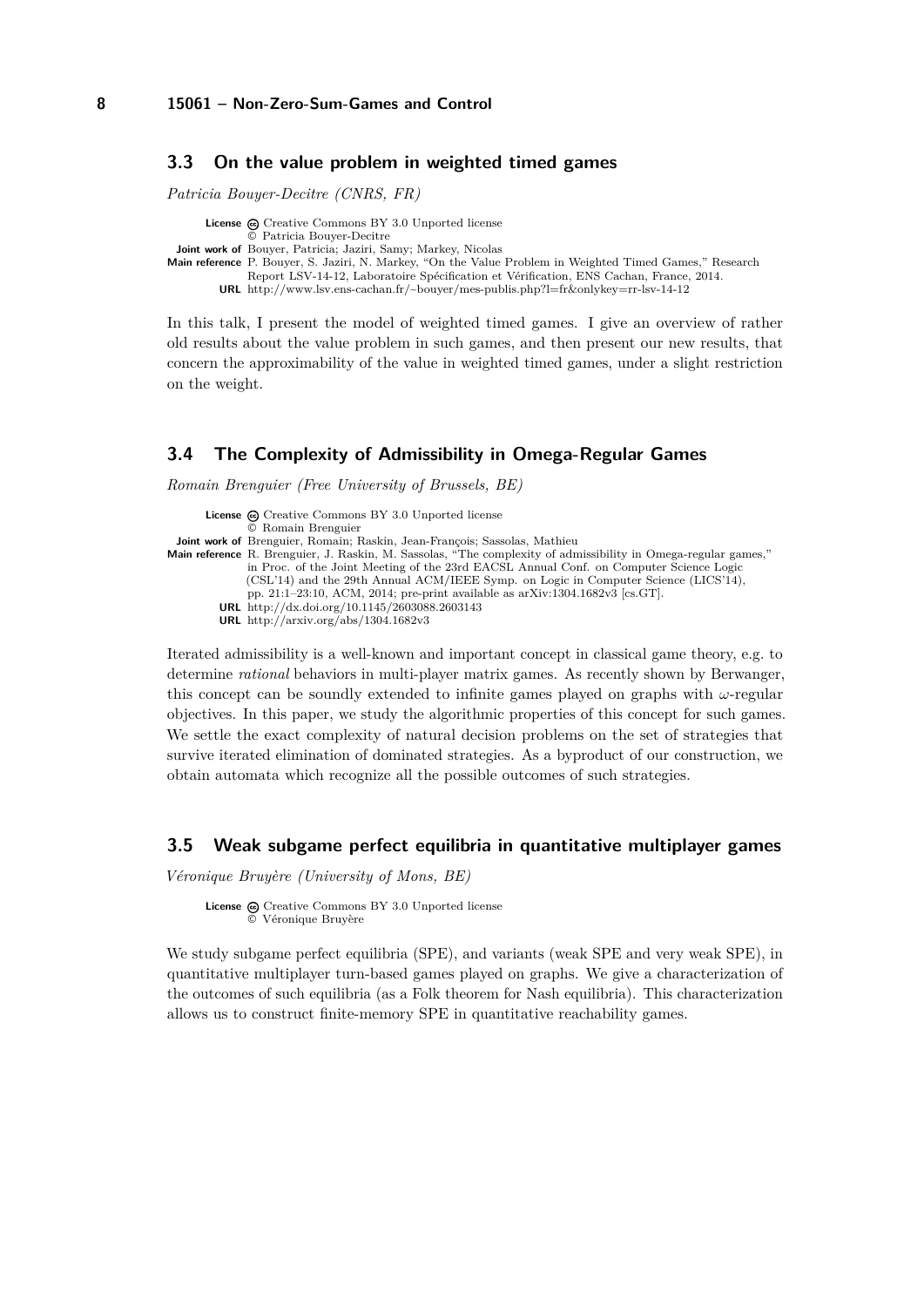## 3.3 On the value problem in weighted timed games

*Patricia Bouyer-Decitre (CNRS, FR)*

**License** Creative Commons BY 3.0 Unported license
© Patricia Bouyer-Decitre
**Joint work of** Bouyer, Patricia; Jaziri, Samy; Markey, Nicolas
**Main reference** P. Bouyer, S. Jaziri, N. Markey, "On the Value Problem in Weighted Timed Games," Research Report LSV-14-12, Laboratoire Spécification et Vérification, ENS Cachan, France, 2014.
**URL** http://www.lsv.ens-cachan.fr/~bouyer/mes-publis.php?l=fr&onlykey=rr-lsv-14-12

In this talk, I present the model of weighted timed games. I give an overview of rather old results about the value problem in such games, and then present our new results, that concern the approximability of the value in weighted timed games, under a slight restriction on the weight.

## 3.4 The Complexity of Admissibility in Omega-Regular Games

*Romain Brenguier (Free University of Brussels, BE)*

**License** Creative Commons BY 3.0 Unported license
© Romain Brenguier
**Joint work of** Brenguier, Romain; Raskin, Jean-François; Sassolas, Mathieu
**Main reference** R. Brenguier, J. Raskin, M. Sassolas, "The complexity of admissibility in Omega-regular games," in Proc. of the Joint Meeting of the 23rd EACSL Annual Conf. on Computer Science Logic (CSL'14) and the 29th Annual ACM/IEEE Symp. on Logic in Computer Science (LICS'14), pp. 21:1–23:10, ACM, 2014; pre-print available as arXiv:1304.1682v3 [cs.GT].
**URL** http://dx.doi.org/10.1145/2603088.2603143
**URL** http://arxiv.org/abs/1304.1682v3

Iterated admissibility is a well-known and important concept in classical game theory, e.g. to determine *rational* behaviors in multi-player matrix games. As recently shown by Berwanger, this concept can be soundly extended to infinite games played on graphs with $\omega$-regular objectives. In this paper, we study the algorithmic properties of this concept for such games. We settle the exact complexity of natural decision problems on the set of strategies that survive iterated elimination of dominated strategies. As a byproduct of our construction, we obtain automata which recognize all the possible outcomes of such strategies.

## 3.5 Weak subgame perfect equilibria in quantitative multiplayer games

*Véronique Bruyère (University of Mons, BE)*

**License** Creative Commons BY 3.0 Unported license
© Véronique Bruyère

We study subgame perfect equilibria (SPE), and variants (weak SPE and very weak SPE), in quantitative multiplayer turn-based games played on graphs. We give a characterization of the outcomes of such equilibria (as a Folk theorem for Nash equilibria). This characterization allows us to construct finite-memory SPE in quantitative reachability games.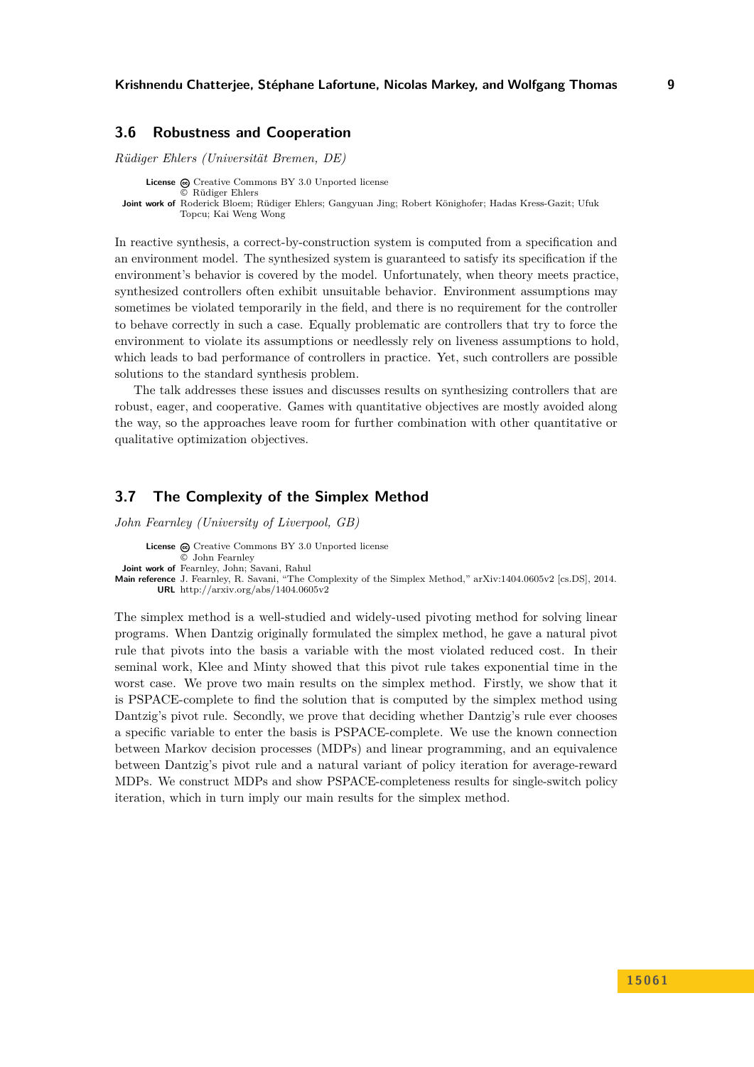## 3.6 Robustness and Cooperation

*Rüdiger Ehlers (Universität Bremen, DE)*

**License** Creative Commons BY 3.0 Unported license
© Rüdiger Ehlers
**Joint work of** Roderick Bloem; Rüdiger Ehlers; Gangyuan Jing; Robert Könighofer; Hadas Kress-Gazit; Ufuk Topcu; Kai Weng Wong

In reactive synthesis, a correct-by-construction system is computed from a specification and an environment model. The synthesized system is guaranteed to satisfy its specification if the environment's behavior is covered by the model. Unfortunately, when theory meets practice, synthesized controllers often exhibit unsuitable behavior. Environment assumptions may sometimes be violated temporarily in the field, and there is no requirement for the controller to behave correctly in such a case. Equally problematic are controllers that try to force the environment to violate its assumptions or needlessly rely on liveness assumptions to hold, which leads to bad performance of controllers in practice. Yet, such controllers are possible solutions to the standard synthesis problem.

The talk addresses these issues and discusses results on synthesizing controllers that are robust, eager, and cooperative. Games with quantitative objectives are mostly avoided along the way, so the approaches leave room for further combination with other quantitative or qualitative optimization objectives.

## 3.7 The Complexity of the Simplex Method

*John Fearnley (University of Liverpool, GB)*

**License** Creative Commons BY 3.0 Unported license
© John Fearnley
**Joint work of** Fearnley, John; Savani, Rahul
**Main reference** J. Fearnley, R. Savani, "The Complexity of the Simplex Method," arXiv:1404.0605v2 [cs.DS], 2014.
**URL** http://arxiv.org/abs/1404.0605v2

The simplex method is a well-studied and widely-used pivoting method for solving linear programs. When Dantzig originally formulated the simplex method, he gave a natural pivot rule that pivots into the basis a variable with the most violated reduced cost. In their seminal work, Klee and Minty showed that this pivot rule takes exponential time in the worst case. We prove two main results on the simplex method. Firstly, we show that it is PSPACE-complete to find the solution that is computed by the simplex method using Dantzig's pivot rule. Secondly, we prove that deciding whether Dantzig's rule ever chooses a specific variable to enter the basis is PSPACE-complete. We use the known connection between Markov decision processes (MDPs) and linear programming, and an equivalence between Dantzig's pivot rule and a natural variant of policy iteration for average-reward MDPs. We construct MDPs and show PSPACE-completeness results for single-switch policy iteration, which in turn imply our main results for the simplex method.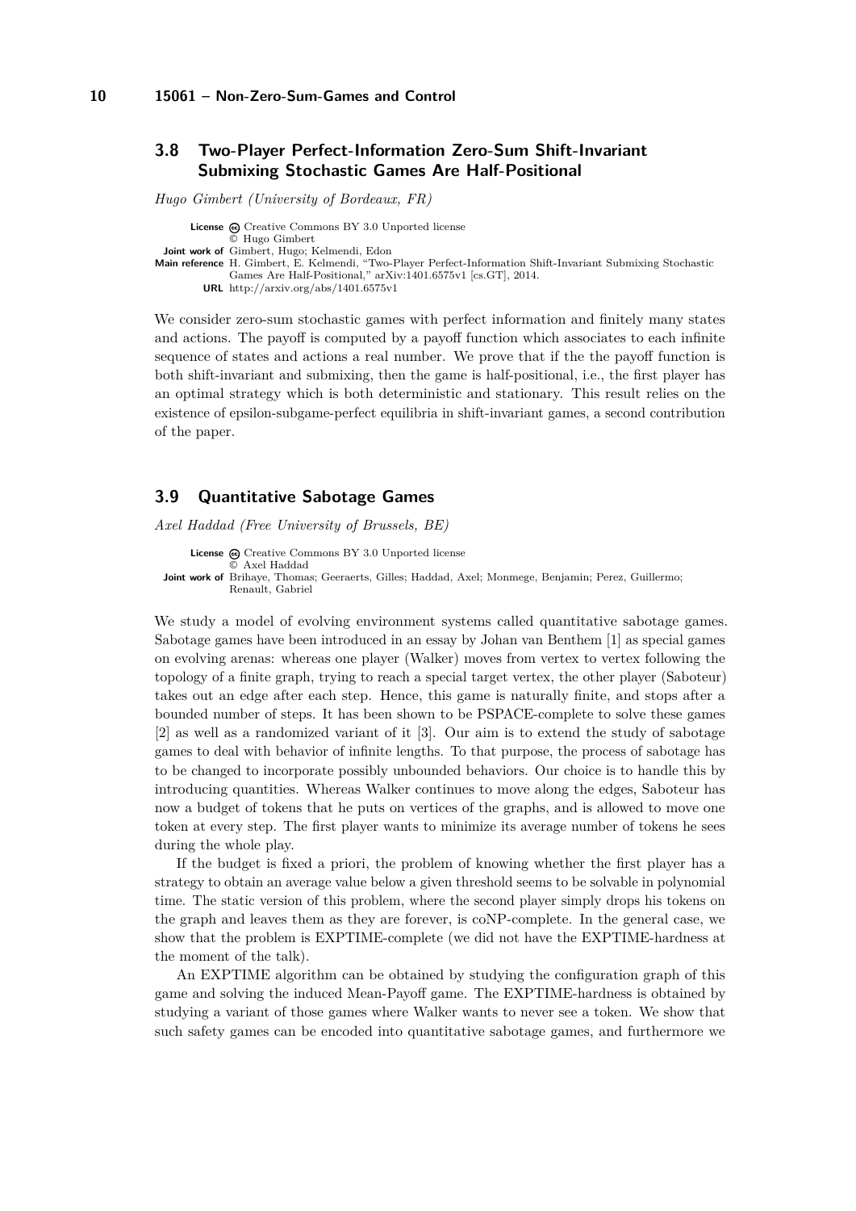### 3.8 Two-Player Perfect-Information Zero-Sum Shift-Invariant Submixing Stochastic Games Are Half-Positional

*Hugo Gimbert (University of Bordeaux, FR)*

**License** Creative Commons BY 3.0 Unported license
© Hugo Gimbert
**Joint work of** Gimbert, Hugo; Kelmendi, Edon
**Main reference** H. Gimbert, E. Kelmendi, "Two-Player Perfect-Information Shift-Invariant Submixing Stochastic Games Are Half-Positional," arXiv:1401.6575v1 [cs.GT], 2014.
**URL** http://arxiv.org/abs/1401.6575v1

We consider zero-sum stochastic games with perfect information and finitely many states and actions. The payoff is computed by a payoff function which associates to each infinite sequence of states and actions a real number. We prove that if the the payoff function is both shift-invariant and submixing, then the game is half-positional, i.e., the first player has an optimal strategy which is both deterministic and stationary. This result relies on the existence of epsilon-subgame-perfect equilibria in shift-invariant games, a second contribution of the paper.

### 3.9 Quantitative Sabotage Games

*Axel Haddad (Free University of Brussels, BE)*

**License** Creative Commons BY 3.0 Unported license
© Axel Haddad
**Joint work of** Brihaye, Thomas; Geeraerts, Gilles; Haddad, Axel; Monmege, Benjamin; Perez, Guillermo; Renault, Gabriel

We study a model of evolving environment systems called quantitative sabotage games. Sabotage games have been introduced in an essay by Johan van Benthem [1] as special games on evolving arenas: whereas one player (Walker) moves from vertex to vertex following the topology of a finite graph, trying to reach a special target vertex, the other player (Saboteur) takes out an edge after each step. Hence, this game is naturally finite, and stops after a bounded number of steps. It has been shown to be PSPACE-complete to solve these games [2] as well as a randomized variant of it [3]. Our aim is to extend the study of sabotage games to deal with behavior of infinite lengths. To that purpose, the process of sabotage has to be changed to incorporate possibly unbounded behaviors. Our choice is to handle this by introducing quantities. Whereas Walker continues to move along the edges, Saboteur has now a budget of tokens that he puts on vertices of the graphs, and is allowed to move one token at every step. The first player wants to minimize its average number of tokens he sees during the whole play.

If the budget is fixed a priori, the problem of knowing whether the first player has a strategy to obtain an average value below a given threshold seems to be solvable in polynomial time. The static version of this problem, where the second player simply drops his tokens on the graph and leaves them as they are forever, is coNP-complete. In the general case, we show that the problem is EXPTIME-complete (we did not have the EXPTIME-hardness at the moment of the talk).

An EXPTIME algorithm can be obtained by studying the configuration graph of this game and solving the induced Mean-Payoff game. The EXPTIME-hardness is obtained by studying a variant of those games where Walker wants to never see a token. We show that such safety games can be encoded into quantitative sabotage games, and furthermore we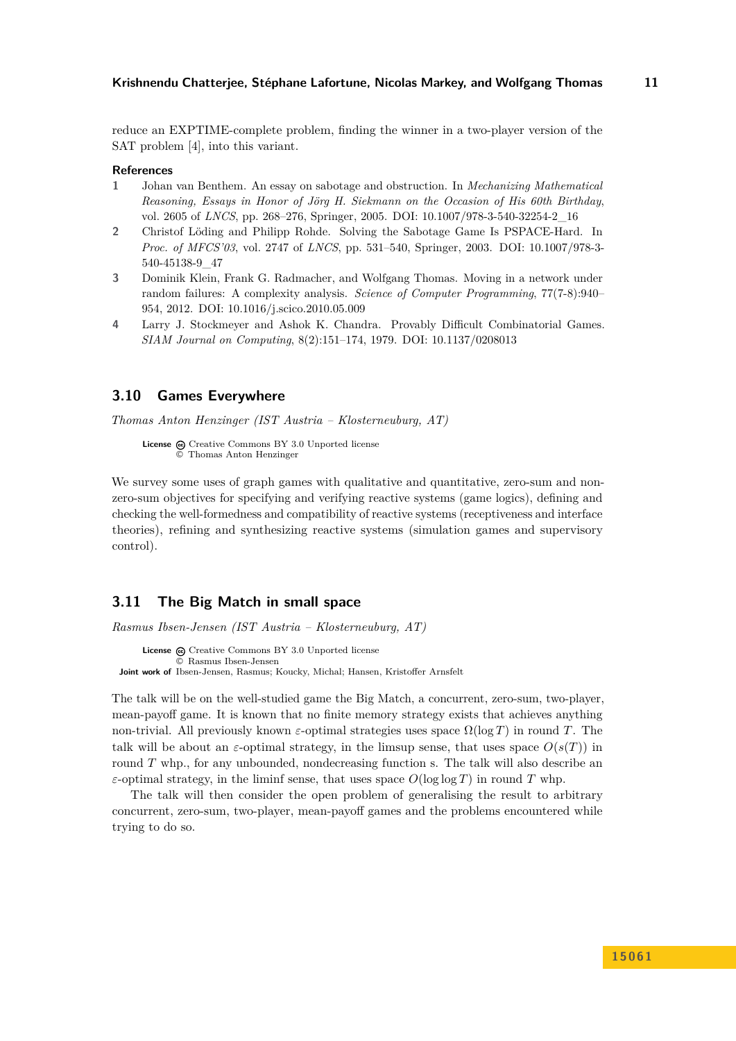reduce an EXPTIME-complete problem, finding the winner in a two-player version of the SAT problem [4], into this variant.

### References

1. Johan van Benthem. An essay on sabotage and obstruction. In *Mechanizing Mathematical Reasoning, Essays in Honor of Jörg H. Siekmann on the Occasion of His 60th Birthday*, vol. 2605 of *LNCS*, pp. 268–276, Springer, 2005. DOI: 10.1007/978-3-540-32254-2_16
2. Christof Löding and Philipp Rohde. Solving the Sabotage Game Is PSPACE-Hard. In *Proc. of MFCS'03*, vol. 2747 of *LNCS*, pp. 531–540, Springer, 2003. DOI: 10.1007/978-3-540-45138-9_47
3. Dominik Klein, Frank G. Radmacher, and Wolfgang Thomas. Moving in a network under random failures: A complexity analysis. *Science of Computer Programming*, 77(7-8):940–954, 2012. DOI: 10.1016/j.scico.2010.05.009
4. Larry J. Stockmeyer and Ashok K. Chandra. Provably Difficult Combinatorial Games. *SIAM Journal on Computing*, 8(2):151–174, 1979. DOI: 10.1137/0208013

## 3.10 Games Everywhere

*Thomas Anton Henzinger (IST Austria – Klosterneuburg, AT)*

**License** Creative Commons BY 3.0 Unported license
© Thomas Anton Henzinger

We survey some uses of graph games with qualitative and quantitative, zero-sum and non-zero-sum objectives for specifying and verifying reactive systems (game logics), defining and checking the well-formedness and compatibility of reactive systems (receptiveness and interface theories), refining and synthesizing reactive systems (simulation games and supervisory control).

## 3.11 The Big Match in small space

*Rasmus Ibsen-Jensen (IST Austria – Klosterneuburg, AT)*

**License** Creative Commons BY 3.0 Unported license
© Rasmus Ibsen-Jensen
**Joint work of** Ibsen-Jensen, Rasmus; Koucky, Michal; Hansen, Kristoffer Arnsfelt

The talk will be on the well-studied game the Big Match, a concurrent, zero-sum, two-player, mean-payoff game. It is known that no finite memory strategy exists that achieves anything non-trivial. All previously known $\varepsilon$-optimal strategies uses space $\Omega(\log T)$ in round $T$. The talk will be about an $\varepsilon$-optimal strategy, in the limsup sense, that uses space $O(s(T))$ in round $T$ whp., for any unbounded, nondecreasing function s. The talk will also describe an $\varepsilon$-optimal strategy, in the liminf sense, that uses space $O(\log \log T)$ in round $T$ whp.

The talk will then consider the open problem of generalising the result to arbitrary concurrent, zero-sum, two-player, mean-payoff games and the problems encountered while trying to do so.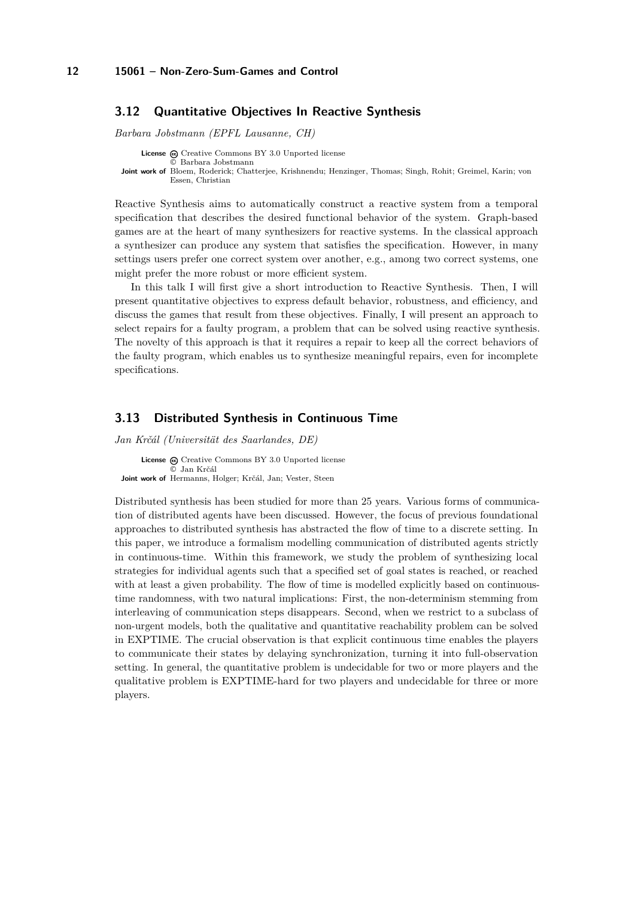## 3.12 Quantitative Objectives In Reactive Synthesis

*Barbara Jobstmann (EPFL Lausanne, CH)*

**License** Creative Commons BY 3.0 Unported license
© Barbara Jobstmann
**Joint work of** Bloem, Roderick; Chatterjee, Krishnendu; Henzinger, Thomas; Singh, Rohit; Greimel, Karin; von Essen, Christian

Reactive Synthesis aims to automatically construct a reactive system from a temporal specification that describes the desired functional behavior of the system. Graph-based games are at the heart of many synthesizers for reactive systems. In the classical approach a synthesizer can produce any system that satisfies the specification. However, in many settings users prefer one correct system over another, e.g., among two correct systems, one might prefer the more robust or more efficient system.

In this talk I will first give a short introduction to Reactive Synthesis. Then, I will present quantitative objectives to express default behavior, robustness, and efficiency, and discuss the games that result from these objectives. Finally, I will present an approach to select repairs for a faulty program, a problem that can be solved using reactive synthesis. The novelty of this approach is that it requires a repair to keep all the correct behaviors of the faulty program, which enables us to synthesize meaningful repairs, even for incomplete specifications.

## 3.13 Distributed Synthesis in Continuous Time

*Jan Krčál (Universität des Saarlandes, DE)*

**License** Creative Commons BY 3.0 Unported license
© Jan Krčál
**Joint work of** Hermanns, Holger; Krčál, Jan; Vester, Steen

Distributed synthesis has been studied for more than 25 years. Various forms of communication of distributed agents have been discussed. However, the focus of previous foundational approaches to distributed synthesis has abstracted the flow of time to a discrete setting. In this paper, we introduce a formalism modelling communication of distributed agents strictly in continuous-time. Within this framework, we study the problem of synthesizing local strategies for individual agents such that a specified set of goal states is reached, or reached with at least a given probability. The flow of time is modelled explicitly based on continuous-time randomness, with two natural implications: First, the non-determinism stemming from interleaving of communication steps disappears. Second, when we restrict to a subclass of non-urgent models, both the qualitative and quantitative reachability problem can be solved in EXPTIME. The crucial observation is that explicit continuous time enables the players to communicate their states by delaying synchronization, turning it into full-observation setting. In general, the quantitative problem is undecidable for two or more players and the qualitative problem is EXPTIME-hard for two players and undecidable for three or more players.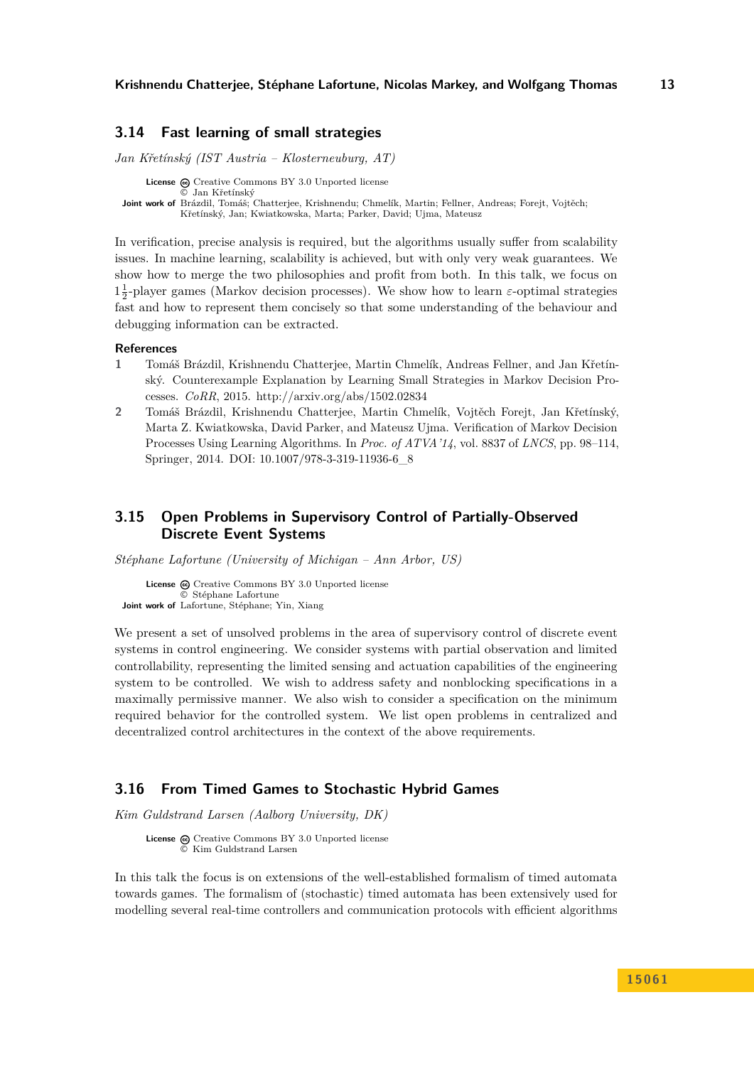## 3.14 Fast learning of small strategies

*Jan Křetínský (IST Austria – Klosterneuburg, AT)*

**License** Creative Commons BY 3.0 Unported license
© Jan Křetínský
**Joint work of** Brázdil, Tomáš; Chatterjee, Krishnendu; Chmelík, Martin; Fellner, Andreas; Forejt, Vojtěch; Křetínský, Jan; Kwiatkowska, Marta; Parker, David; Ujma, Mateusz

In verification, precise analysis is required, but the algorithms usually suffer from scalability issues. In machine learning, scalability is achieved, but with only very weak guarantees. We show how to merge the two philosophies and profit from both. In this talk, we focus on $1\frac{1}{2}$-player games (Markov decision processes). We show how to learn $\varepsilon$-optimal strategies fast and how to represent them concisely so that some understanding of the behaviour and debugging information can be extracted.

### References

1. Tomáš Brázdil, Krishnendu Chatterjee, Martin Chmelík, Andreas Fellner, and Jan Křetínský. Counterexample Explanation by Learning Small Strategies in Markov Decision Processes. *CoRR*, 2015. http://arxiv.org/abs/1502.02834
2. Tomáš Brázdil, Krishnendu Chatterjee, Martin Chmelík, Vojtěch Forejt, Jan Křetínský, Marta Z. Kwiatkowska, David Parker, and Mateusz Ujma. Verification of Markov Decision Processes Using Learning Algorithms. In *Proc. of ATVA'14*, vol. 8837 of *LNCS*, pp. 98–114, Springer, 2014. DOI: 10.1007/978-3-319-11936-6_8

## 3.15 Open Problems in Supervisory Control of Partially-Observed Discrete Event Systems

*Stéphane Lafortune (University of Michigan – Ann Arbor, US)*

**License** Creative Commons BY 3.0 Unported license
© Stéphane Lafortune
**Joint work of** Lafortune, Stéphane; Yin, Xiang

We present a set of unsolved problems in the area of supervisory control of discrete event systems in control engineering. We consider systems with partial observation and limited controllability, representing the limited sensing and actuation capabilities of the engineering system to be controlled. We wish to address safety and nonblocking specifications in a maximally permissive manner. We also wish to consider a specification on the minimum required behavior for the controlled system. We list open problems in centralized and decentralized control architectures in the context of the above requirements.

## 3.16 From Timed Games to Stochastic Hybrid Games

*Kim Guldstrand Larsen (Aalborg University, DK)*

**License** Creative Commons BY 3.0 Unported license
© Kim Guldstrand Larsen

In this talk the focus is on extensions of the well-established formalism of timed automata towards games. The formalism of (stochastic) timed automata has been extensively used for modelling several real-time controllers and communication protocols with efficient algorithms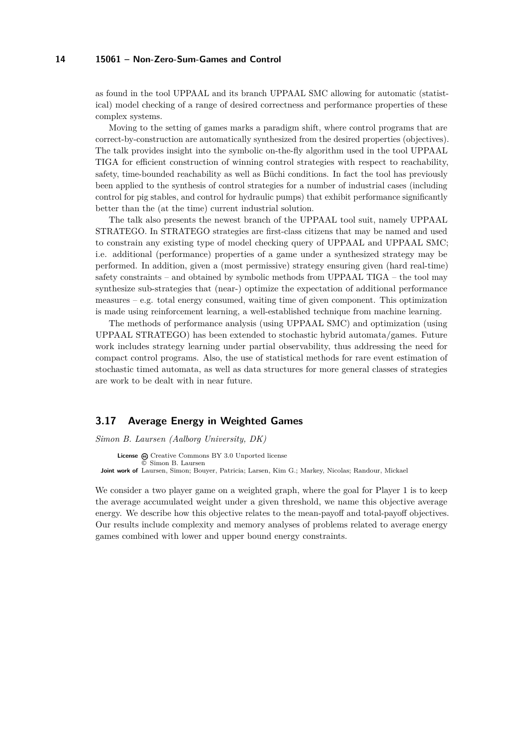as found in the tool UPPAAL and its branch UPPAAL SMC allowing for automatic (statistical) model checking of a range of desired correctness and performance properties of these complex systems.

Moving to the setting of games marks a paradigm shift, where control programs that are correct-by-construction are automatically synthesized from the desired properties (objectives). The talk provides insight into the symbolic on-the-fly algorithm used in the tool UPPAAL TIGA for efficient construction of winning control strategies with respect to reachability, safety, time-bounded reachability as well as Büchi conditions. In fact the tool has previously been applied to the synthesis of control strategies for a number of industrial cases (including control for pig stables, and control for hydraulic pumps) that exhibit performance significantly better than the (at the time) current industrial solution.

The talk also presents the newest branch of the UPPAAL tool suit, namely UPPAAL STRATEGO. In STRATEGO strategies are first-class citizens that may be named and used to constrain any existing type of model checking query of UPPAAL and UPPAAL SMC; i.e. additional (performance) properties of a game under a synthesized strategy may be performed. In addition, given a (most permissive) strategy ensuring given (hard real-time) safety constraints – and obtained by symbolic methods from UPPAAL TIGA – the tool may synthesize sub-strategies that (near-) optimize the expectation of additional performance measures – e.g. total energy consumed, waiting time of given component. This optimization is made using reinforcement learning, a well-established technique from machine learning.

The methods of performance analysis (using UPPAAL SMC) and optimization (using UPPAAL STRATEGO) has been extended to stochastic hybrid automata/games. Future work includes strategy learning under partial observability, thus addressing the need for compact control programs. Also, the use of statistical methods for rare event estimation of stochastic timed automata, as well as data structures for more general classes of strategies are work to be dealt with in near future.

## 3.17 Average Energy in Weighted Games

*Simon B. Laursen (Aalborg University, DK)*

**License** Creative Commons BY 3.0 Unported license
© Simon B. Laursen
**Joint work of** Laursen, Simon; Bouyer, Patricia; Larsen, Kim G.; Markey, Nicolas; Randour, Mickael

We consider a two player game on a weighted graph, where the goal for Player 1 is to keep the average accumulated weight under a given threshold, we name this objective average energy. We describe how this objective relates to the mean-payoff and total-payoff objectives. Our results include complexity and memory analyses of problems related to average energy games combined with lower and upper bound energy constraints.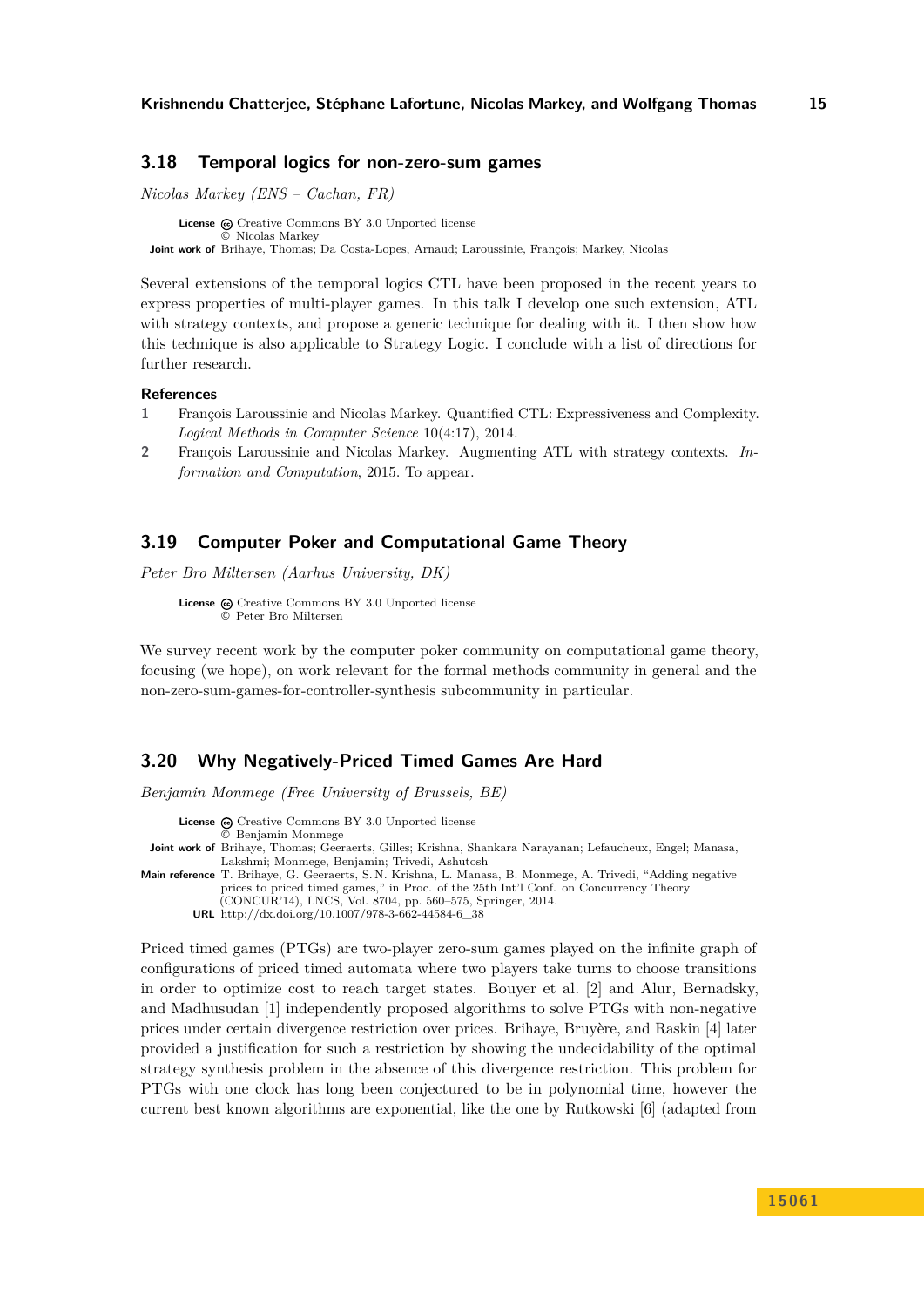### 3.18 Temporal logics for non-zero-sum games

*Nicolas Markey (ENS – Cachan, FR)*

**License** Creative Commons BY 3.0 Unported license
© Nicolas Markey
**Joint work of** Brihaye, Thomas; Da Costa-Lopes, Arnaud; Laroussinie, François; Markey, Nicolas

Several extensions of the temporal logics CTL have been proposed in the recent years to express properties of multi-player games. In this talk I develop one such extension, ATL with strategy contexts, and propose a generic technique for dealing with it. I then show how this technique is also applicable to Strategy Logic. I conclude with a list of directions for further research.

#### References

1. François Laroussinie and Nicolas Markey. Quantified CTL: Expressiveness and Complexity. *Logical Methods in Computer Science* 10(4:17), 2014.
2. François Laroussinie and Nicolas Markey. Augmenting ATL with strategy contexts. *Information and Computation*, 2015. To appear.

### 3.19 Computer Poker and Computational Game Theory

*Peter Bro Miltersen (Aarhus University, DK)*

**License** Creative Commons BY 3.0 Unported license
© Peter Bro Miltersen

We survey recent work by the computer poker community on computational game theory, focusing (we hope), on work relevant for the formal methods community in general and the non-zero-sum-games-for-controller-synthesis subcommunity in particular.

### 3.20 Why Negatively-Priced Timed Games Are Hard

*Benjamin Monmege (Free University of Brussels, BE)*

**License** Creative Commons BY 3.0 Unported license
© Benjamin Monmege
**Joint work of** Brihaye, Thomas; Geeraerts, Gilles; Krishna, Shankara Narayanan; Lefaucheux, Engel; Manasa, Lakshmi; Monmege, Benjamin; Trivedi, Ashutosh
**Main reference** T. Brihaye, G. Geeraerts, S. N. Krishna, L. Manasa, B. Monmege, A. Trivedi, "Adding negative prices to priced timed games," in Proc. of the 25th Int'l Conf. on Concurrency Theory (CONCUR'14), LNCS, Vol. 8704, pp. 560–575, Springer, 2014.
**URL** http://dx.doi.org/10.1007/978-3-662-44584-6_38

Priced timed games (PTGs) are two-player zero-sum games played on the infinite graph of configurations of priced timed automata where two players take turns to choose transitions in order to optimize cost to reach target states. Bouyer et al. [2] and Alur, Bernadsky, and Madhusudan [1] independently proposed algorithms to solve PTGs with non-negative prices under certain divergence restriction over prices. Brihaye, Bruyère, and Raskin [4] later provided a justification for such a restriction by showing the undecidability of the optimal strategy synthesis problem in the absence of this divergence restriction. This problem for PTGs with one clock has long been conjectured to be in polynomial time, however the current best known algorithms are exponential, like the one by Rutkowski [6] (adapted from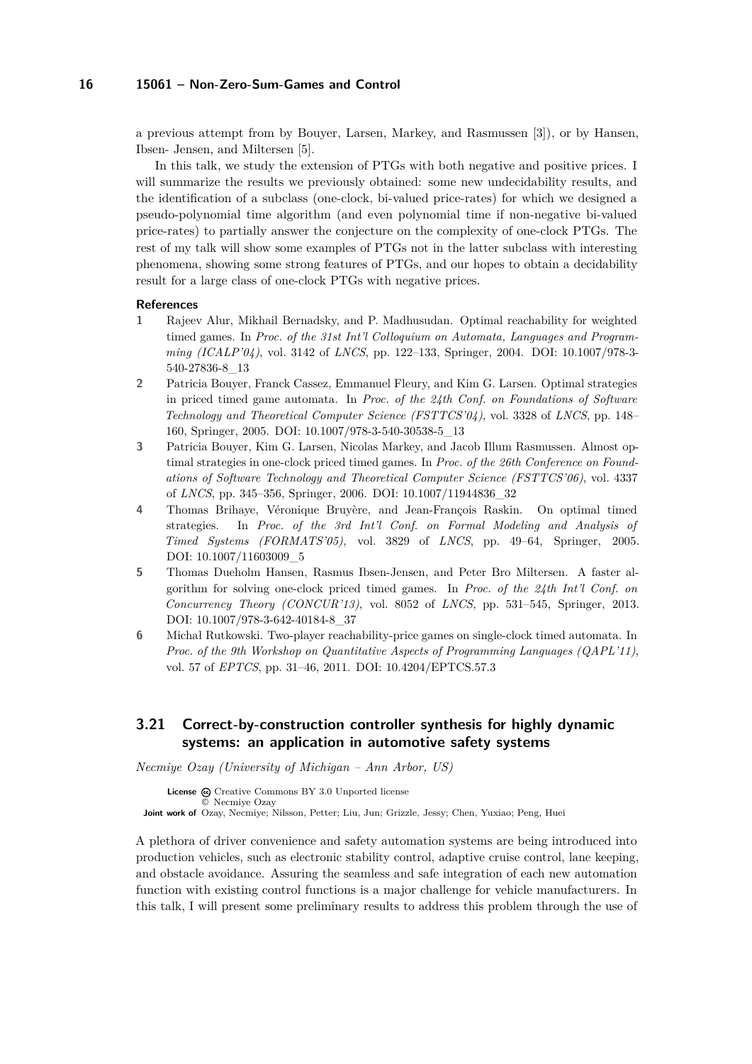a previous attempt from by Bouyer, Larsen, Markey, and Rasmussen [3]), or by Hansen, Ibsen- Jensen, and Miltersen [5].

In this talk, we study the extension of PTGs with both negative and positive prices. I will summarize the results we previously obtained: some new undecidability results, and the identification of a subclass (one-clock, bi-valued price-rates) for which we designed a pseudo-polynomial time algorithm (and even polynomial time if non-negative bi-valued price-rates) to partially answer the conjecture on the complexity of one-clock PTGs. The rest of my talk will show some examples of PTGs not in the latter subclass with interesting phenomena, showing some strong features of PTGs, and our hopes to obtain a decidability result for a large class of one-clock PTGs with negative prices.

#### References

1. Rajeev Alur, Mikhail Bernadsky, and P. Madhusudan. Optimal reachability for weighted timed games. In *Proc. of the 31st Int'l Colloquium on Automata, Languages and Programming (ICALP'04)*, vol. 3142 of *LNCS*, pp. 122–133, Springer, 2004. DOI: 10.1007/978-3-540-27836-8_13
2. Patricia Bouyer, Franck Cassez, Emmanuel Fleury, and Kim G. Larsen. Optimal strategies in priced timed game automata. In *Proc. of the 24th Conf. on Foundations of Software Technology and Theoretical Computer Science (FSTTCS'04)*, vol. 3328 of *LNCS*, pp. 148–160, Springer, 2005. DOI: 10.1007/978-3-540-30538-5_13
3. Patricia Bouyer, Kim G. Larsen, Nicolas Markey, and Jacob Illum Rasmussen. Almost optimal strategies in one-clock priced timed games. In *Proc. of the 26th Conference on Foundations of Software Technology and Theoretical Computer Science (FSTTCS'06)*, vol. 4337 of *LNCS*, pp. 345–356, Springer, 2006. DOI: 10.1007/11944836_32
4. Thomas Brihaye, Véronique Bruyère, and Jean-François Raskin. On optimal timed strategies. In *Proc. of the 3rd Int'l Conf. on Formal Modeling and Analysis of Timed Systems (FORMATS'05)*, vol. 3829 of *LNCS*, pp. 49–64, Springer, 2005. DOI: 10.1007/11603009_5
5. Thomas Dueholm Hansen, Rasmus Ibsen-Jensen, and Peter Bro Miltersen. A faster algorithm for solving one-clock priced timed games. In *Proc. of the 24th Int'l Conf. on Concurrency Theory (CONCUR'13)*, vol. 8052 of *LNCS*, pp. 531–545, Springer, 2013. DOI: 10.1007/978-3-642-40184-8_37
6. Michał Rutkowski. Two-player reachability-price games on single-clock timed automata. In *Proc. of the 9th Workshop on Quantitative Aspects of Programming Languages (QAPL'11)*, vol. 57 of *EPTCS*, pp. 31–46, 2011. DOI: 10.4204/EPTCS.57.3

### 3.21 Correct-by-construction controller synthesis for highly dynamic systems: an application in automotive safety systems

*Necmiye Ozay (University of Michigan – Ann Arbor, US)*

**License** Creative Commons BY 3.0 Unported license
© Necmiye Ozay
**Joint work of** Ozay, Necmiye; Nilsson, Petter; Liu, Jun; Grizzle, Jessy; Chen, Yuxiao; Peng, Huei

A plethora of driver convenience and safety automation systems are being introduced into production vehicles, such as electronic stability control, adaptive cruise control, lane keeping, and obstacle avoidance. Assuring the seamless and safe integration of each new automation function with existing control functions is a major challenge for vehicle manufacturers. In this talk, I will present some preliminary results to address this problem through the use of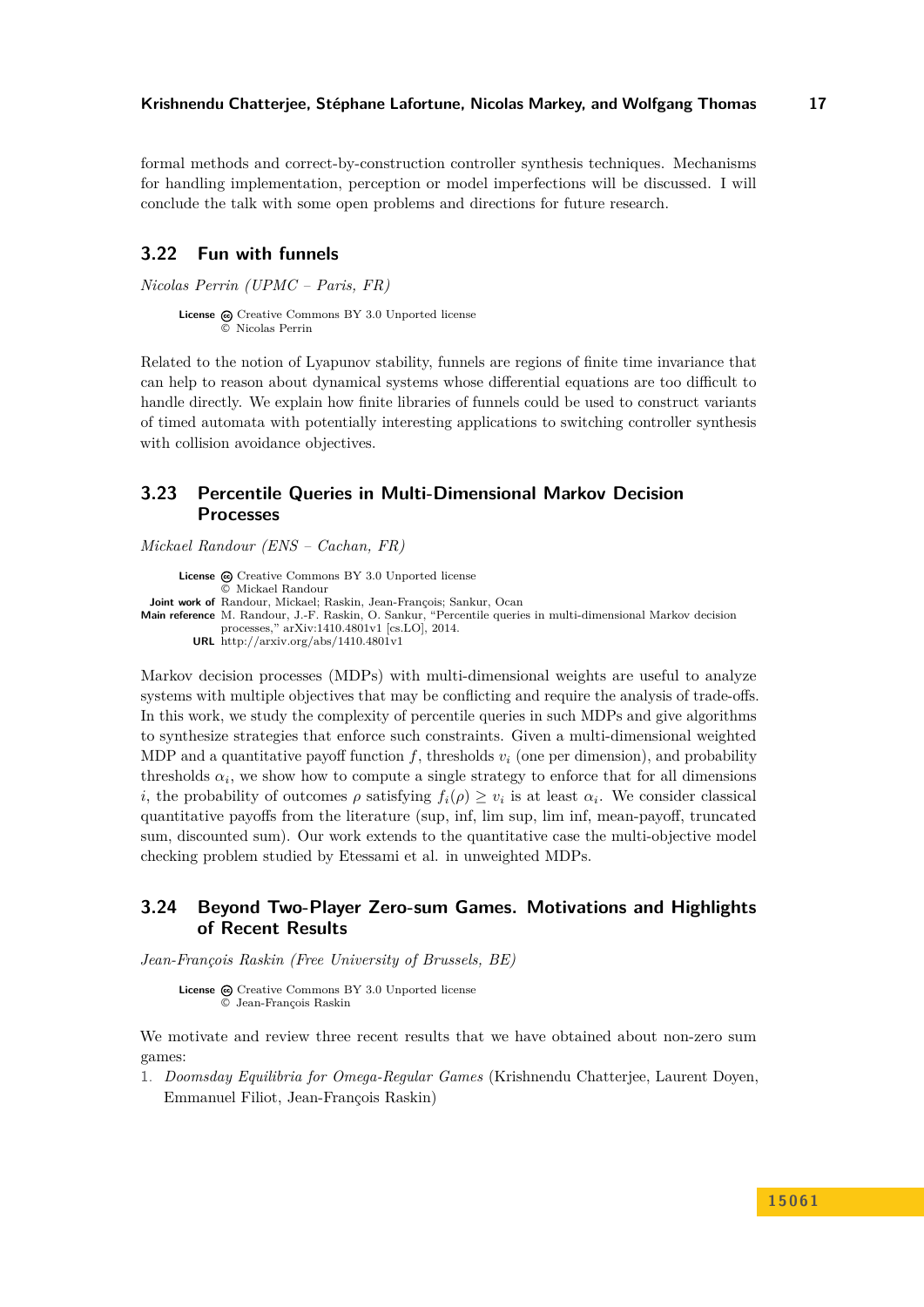formal methods and correct-by-construction controller synthesis techniques. Mechanisms for handling implementation, perception or model imperfections will be discussed. I will conclude the talk with some open problems and directions for future research.

### 3.22 Fun with funnels

*Nicolas Perrin (UPMC – Paris, FR)*

**License** Creative Commons BY 3.0 Unported license
© Nicolas Perrin

Related to the notion of Lyapunov stability, funnels are regions of finite time invariance that can help to reason about dynamical systems whose differential equations are too difficult to handle directly. We explain how finite libraries of funnels could be used to construct variants of timed automata with potentially interesting applications to switching controller synthesis with collision avoidance objectives.

### 3.23 Percentile Queries in Multi-Dimensional Markov Decision Processes

*Mickael Randour (ENS – Cachan, FR)*

**License** Creative Commons BY 3.0 Unported license
© Mickael Randour
**Joint work of** Randour, Mickael; Raskin, Jean-François; Sankur, Ocan
**Main reference** M. Randour, J.-F. Raskin, O. Sankur, "Percentile queries in multi-dimensional Markov decision processes," arXiv:1410.4801v1 [cs.LO], 2014.
**URL** http://arxiv.org/abs/1410.4801v1

Markov decision processes (MDPs) with multi-dimensional weights are useful to analyze systems with multiple objectives that may be conflicting and require the analysis of trade-offs. In this work, we study the complexity of percentile queries in such MDPs and give algorithms to synthesize strategies that enforce such constraints. Given a multi-dimensional weighted MDP and a quantitative payoff function $f$, thresholds $v_i$ (one per dimension), and probability thresholds $\alpha_i$, we show how to compute a single strategy to enforce that for all dimensions $i$, the probability of outcomes $\rho$ satisfying $f_i(\rho) \geq v_i$ is at least $\alpha_i$. We consider classical quantitative payoffs from the literature (sup, inf, lim sup, lim inf, mean-payoff, truncated sum, discounted sum). Our work extends to the quantitative case the multi-objective model checking problem studied by Etessami et al. in unweighted MDPs.

### 3.24 Beyond Two-Player Zero-sum Games. Motivations and Highlights of Recent Results

*Jean-François Raskin (Free University of Brussels, BE)*

**License** Creative Commons BY 3.0 Unported license
© Jean-François Raskin

We motivate and review three recent results that we have obtained about non-zero sum games:

1. *Doomsday Equilibria for Omega-Regular Games* (Krishnendu Chatterjee, Laurent Doyen, Emmanuel Filiot, Jean-François Raskin)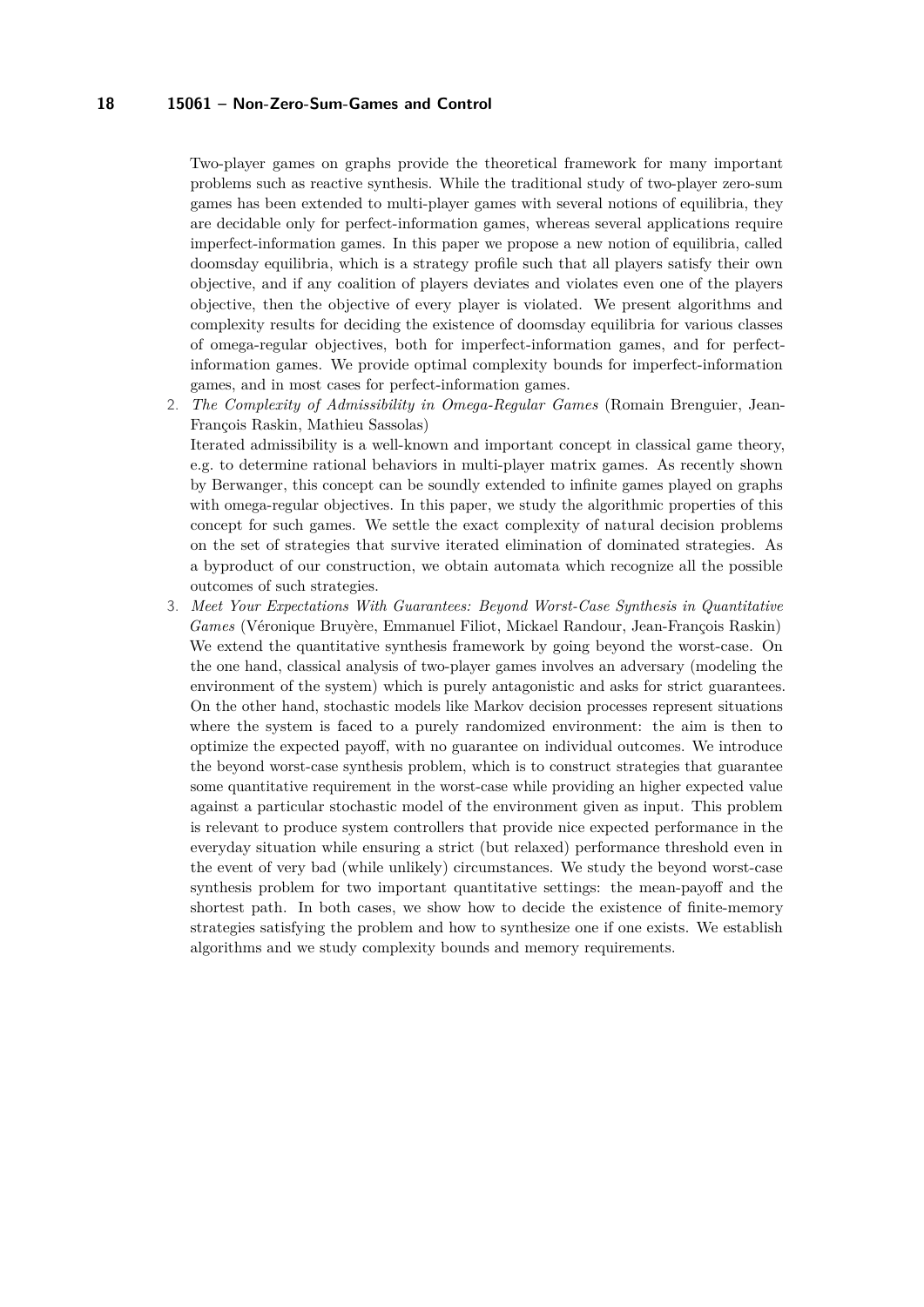Two-player games on graphs provide the theoretical framework for many important problems such as reactive synthesis. While the traditional study of two-player zero-sum games has been extended to multi-player games with several notions of equilibria, they are decidable only for perfect-information games, whereas several applications require imperfect-information games. In this paper we propose a new notion of equilibria, called doomsday equilibria, which is a strategy profile such that all players satisfy their own objective, and if any coalition of players deviates and violates even one of the players objective, then the objective of every player is violated. We present algorithms and complexity results for deciding the existence of doomsday equilibria for various classes of omega-regular objectives, both for imperfect-information games, and for perfect-information games. We provide optimal complexity bounds for imperfect-information games, and in most cases for perfect-information games.

2. *The Complexity of Admissibility in Omega-Regular Games* (Romain Brenguier, Jean-François Raskin, Mathieu Sassolas)
   Iterated admissibility is a well-known and important concept in classical game theory, e.g. to determine rational behaviors in multi-player matrix games. As recently shown by Berwanger, this concept can be soundly extended to infinite games played on graphs with omega-regular objectives. In this paper, we study the algorithmic properties of this concept for such games. We settle the exact complexity of natural decision problems on the set of strategies that survive iterated elimination of dominated strategies. As a byproduct of our construction, we obtain automata which recognize all the possible outcomes of such strategies.
3. *Meet Your Expectations With Guarantees: Beyond Worst-Case Synthesis in Quantitative Games* (Véronique Bruyère, Emmanuel Filiot, Mickael Randour, Jean-François Raskin)
   We extend the quantitative synthesis framework by going beyond the worst-case. On the one hand, classical analysis of two-player games involves an adversary (modeling the environment of the system) which is purely antagonistic and asks for strict guarantees. On the other hand, stochastic models like Markov decision processes represent situations where the system is faced to a purely randomized environment: the aim is then to optimize the expected payoff, with no guarantee on individual outcomes. We introduce the beyond worst-case synthesis problem, which is to construct strategies that guarantee some quantitative requirement in the worst-case while providing an higher expected value against a particular stochastic model of the environment given as input. This problem is relevant to produce system controllers that provide nice expected performance in the everyday situation while ensuring a strict (but relaxed) performance threshold even in the event of very bad (while unlikely) circumstances. We study the beyond worst-case synthesis problem for two important quantitative settings: the mean-payoff and the shortest path. In both cases, we show how to decide the existence of finite-memory strategies satisfying the problem and how to synthesize one if one exists. We establish algorithms and we study complexity bounds and memory requirements.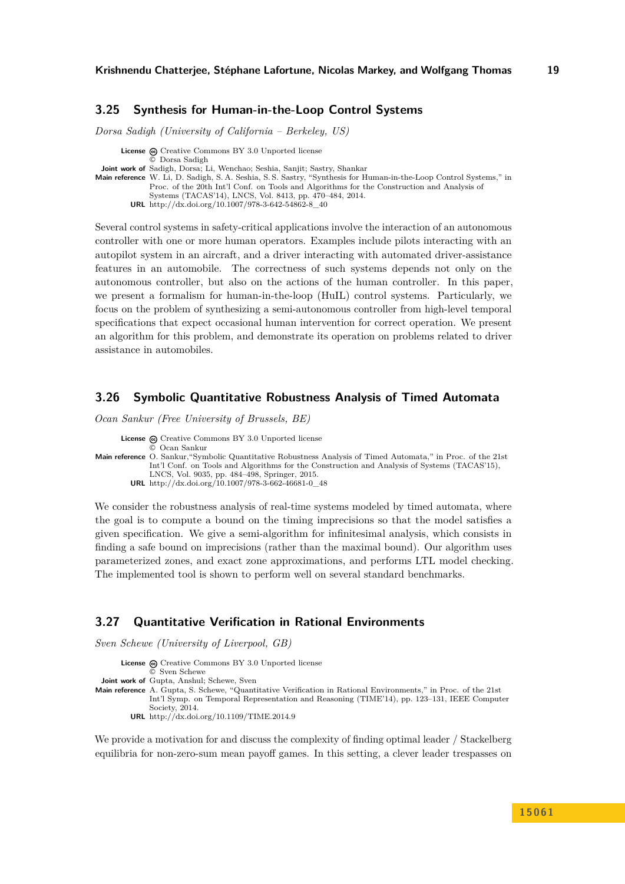### 3.25 Synthesis for Human-in-the-Loop Control Systems

*Dorsa Sadigh (University of California – Berkeley, US)*

**License** Creative Commons BY 3.0 Unported license
© Dorsa Sadigh
**Joint work of** Sadigh, Dorsa; Li, Wenchao; Seshia, Sanjit; Sastry, Shankar
**Main reference** W. Li, D. Sadigh, S. A. Seshia, S. S. Sastry, "Synthesis for Human-in-the-Loop Control Systems," in Proc. of the 20th Int'l Conf. on Tools and Algorithms for the Construction and Analysis of Systems (TACAS'14), LNCS, Vol. 8413, pp. 470–484, 2014.
**URL** http://dx.doi.org/10.1007/978-3-642-54862-8_40

Several control systems in safety-critical applications involve the interaction of an autonomous controller with one or more human operators. Examples include pilots interacting with an autopilot system in an aircraft, and a driver interacting with automated driver-assistance features in an automobile. The correctness of such systems depends not only on the autonomous controller, but also on the actions of the human controller. In this paper, we present a formalism for human-in-the-loop (HuIL) control systems. Particularly, we focus on the problem of synthesizing a semi-autonomous controller from high-level temporal specifications that expect occasional human intervention for correct operation. We present an algorithm for this problem, and demonstrate its operation on problems related to driver assistance in automobiles.

### 3.26 Symbolic Quantitative Robustness Analysis of Timed Automata

*Ocan Sankur (Free University of Brussels, BE)*

**License** Creative Commons BY 3.0 Unported license
© Ocan Sankur
**Main reference** O. Sankur,"Symbolic Quantitative Robustness Analysis of Timed Automata," in Proc. of the 21st Int'l Conf. on Tools and Algorithms for the Construction and Analysis of Systems (TACAS'15), LNCS, Vol. 9035, pp. 484–498, Springer, 2015.
**URL** http://dx.doi.org/10.1007/978-3-662-46681-0_48

We consider the robustness analysis of real-time systems modeled by timed automata, where the goal is to compute a bound on the timing imprecisions so that the model satisfies a given specification. We give a semi-algorithm for infinitesimal analysis, which consists in finding a safe bound on imprecisions (rather than the maximal bound). Our algorithm uses parameterized zones, and exact zone approximations, and performs LTL model checking. The implemented tool is shown to perform well on several standard benchmarks.

### 3.27 Quantitative Verification in Rational Environments

*Sven Schewe (University of Liverpool, GB)*

**License** Creative Commons BY 3.0 Unported license
© Sven Schewe
**Joint work of** Gupta, Anshul; Schewe, Sven
**Main reference** A. Gupta, S. Schewe, "Quantitative Verification in Rational Environments," in Proc. of the 21st Int'l Symp. on Temporal Representation and Reasoning (TIME'14), pp. 123–131, IEEE Computer Society, 2014.
**URL** http://dx.doi.org/10.1109/TIME.2014.9

We provide a motivation for and discuss the complexity of finding optimal leader / Stackelberg equilibria for non-zero-sum mean payoff games. In this setting, a clever leader trespasses on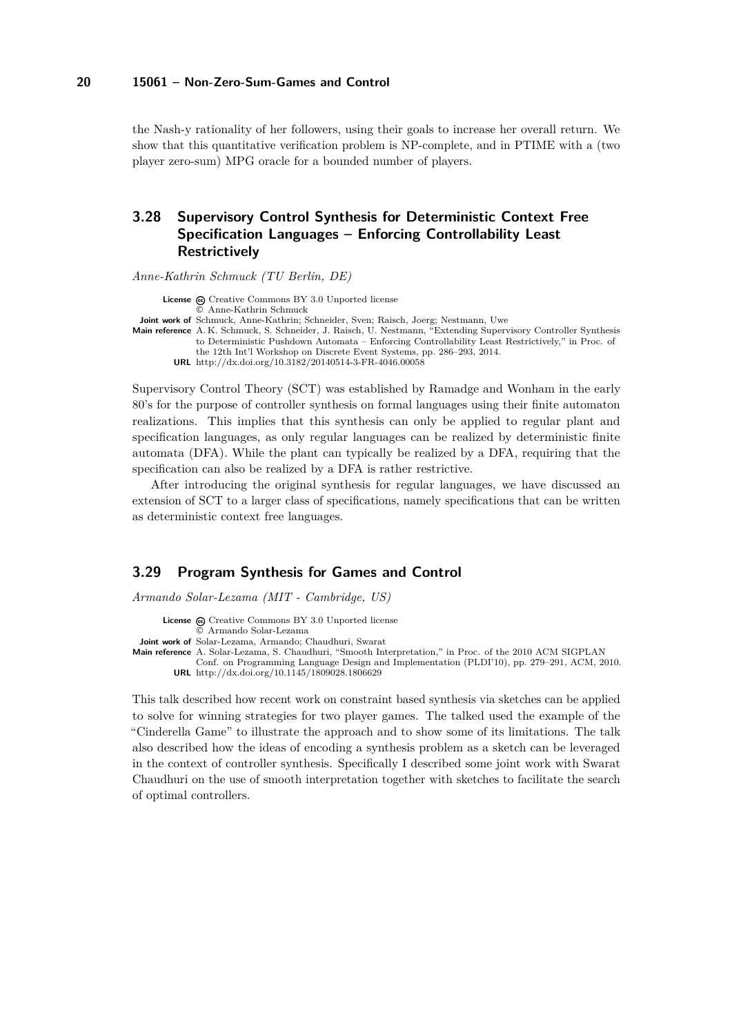the Nash-y rationality of her followers, using their goals to increase her overall return. We show that this quantitative verification problem is NP-complete, and in PTIME with a (two player zero-sum) MPG oracle for a bounded number of players.

## 3.28 Supervisory Control Synthesis for Deterministic Context Free Specification Languages – Enforcing Controllability Least Restrictively

*Anne-Kathrin Schmuck (TU Berlin, DE)*

**License** Creative Commons BY 3.0 Unported license
© Anne-Kathrin Schmuck
**Joint work of** Schmuck, Anne-Kathrin; Schneider, Sven; Raisch, Joerg; Nestmann, Uwe
**Main reference** A. K. Schmuck, S. Schneider, J. Raisch, U. Nestmann, "Extending Supervisory Controller Synthesis to Deterministic Pushdown Automata – Enforcing Controllability Least Restrictively," in Proc. of the 12th Int'l Workshop on Discrete Event Systems, pp. 286–293, 2014.
**URL** http://dx.doi.org/10.3182/20140514-3-FR-4046.00058

Supervisory Control Theory (SCT) was established by Ramadge and Wonham in the early 80's for the purpose of controller synthesis on formal languages using their finite automaton realizations. This implies that this synthesis can only be applied to regular plant and specification languages, as only regular languages can be realized by deterministic finite automata (DFA). While the plant can typically be realized by a DFA, requiring that the specification can also be realized by a DFA is rather restrictive.

After introducing the original synthesis for regular languages, we have discussed an extension of SCT to a larger class of specifications, namely specifications that can be written as deterministic context free languages.

## 3.29 Program Synthesis for Games and Control

*Armando Solar-Lezama (MIT - Cambridge, US)*

**License** Creative Commons BY 3.0 Unported license
© Armando Solar-Lezama
**Joint work of** Solar-Lezama, Armando; Chaudhuri, Swarat
**Main reference** A. Solar-Lezama, S. Chaudhuri, "Smooth Interpretation," in Proc. of the 2010 ACM SIGPLAN Conf. on Programming Language Design and Implementation (PLDI'10), pp. 279–291, ACM, 2010.
**URL** http://dx.doi.org/10.1145/1809028.1806629

This talk described how recent work on constraint based synthesis via sketches can be applied to solve for winning strategies for two player games. The talked used the example of the "Cinderella Game" to illustrate the approach and to show some of its limitations. The talk also described how the ideas of encoding a synthesis problem as a sketch can be leveraged in the context of controller synthesis. Specifically I described some joint work with Swarat Chaudhuri on the use of smooth interpretation together with sketches to facilitate the search of optimal controllers.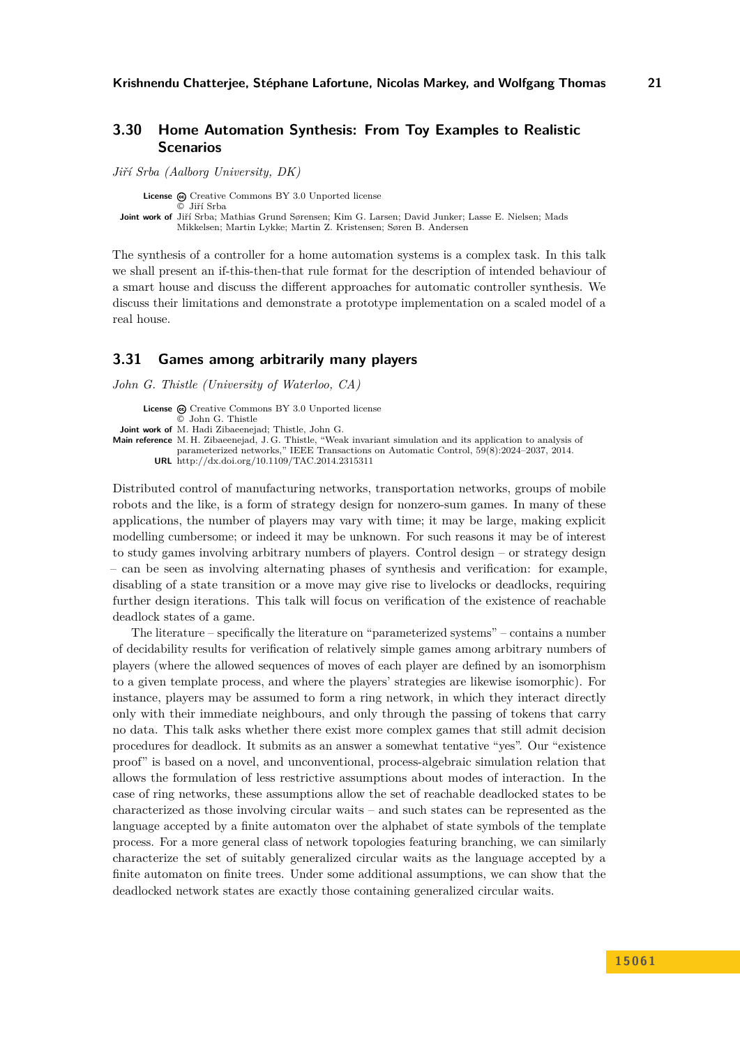## 3.30 Home Automation Synthesis: From Toy Examples to Realistic Scenarios

*Jiří Srba (Aalborg University, DK)*

**License** Creative Commons BY 3.0 Unported license
© Jiří Srba
**Joint work of** Jiří Srba; Mathias Grund Sørensen; Kim G. Larsen; David Junker; Lasse E. Nielsen; Mads Mikkelsen; Martin Lykke; Martin Z. Kristensen; Søren B. Andersen

The synthesis of a controller for a home automation systems is a complex task. In this talk we shall present an if-this-then-that rule format for the description of intended behaviour of a smart house and discuss the different approaches for automatic controller synthesis. We discuss their limitations and demonstrate a prototype implementation on a scaled model of a real house.

## 3.31 Games among arbitrarily many players

*John G. Thistle (University of Waterloo, CA)*

**License** Creative Commons BY 3.0 Unported license
© John G. Thistle
**Joint work of** M. Hadi Zibaeenejad; Thistle, John G.
**Main reference** M. H. Zibaeenejad, J. G. Thistle, "Weak invariant simulation and its application to analysis of parameterized networks," IEEE Transactions on Automatic Control, 59(8):2024–2037, 2014.
**URL** http://dx.doi.org/10.1109/TAC.2014.2315311

Distributed control of manufacturing networks, transportation networks, groups of mobile robots and the like, is a form of strategy design for nonzero-sum games. In many of these applications, the number of players may vary with time; it may be large, making explicit modelling cumbersome; or indeed it may be unknown. For such reasons it may be of interest to study games involving arbitrary numbers of players. Control design – or strategy design – can be seen as involving alternating phases of synthesis and verification: for example, disabling of a state transition or a move may give rise to livelocks or deadlocks, requiring further design iterations. This talk will focus on verification of the existence of reachable deadlock states of a game.

The literature – specifically the literature on "parameterized systems" – contains a number of decidability results for verification of relatively simple games among arbitrary numbers of players (where the allowed sequences of moves of each player are defined by an isomorphism to a given template process, and where the players' strategies are likewise isomorphic). For instance, players may be assumed to form a ring network, in which they interact directly only with their immediate neighbours, and only through the passing of tokens that carry no data. This talk asks whether there exist more complex games that still admit decision procedures for deadlock. It submits as an answer a somewhat tentative "yes". Our "existence proof" is based on a novel, and unconventional, process-algebraic simulation relation that allows the formulation of less restrictive assumptions about modes of interaction. In the case of ring networks, these assumptions allow the set of reachable deadlocked states to be characterized as those involving circular waits – and such states can be represented as the language accepted by a finite automaton over the alphabet of state symbols of the template process. For a more general class of network topologies featuring branching, we can similarly characterize the set of suitably generalized circular waits as the language accepted by a finite automaton on finite trees. Under some additional assumptions, we can show that the deadlocked network states are exactly those containing generalized circular waits.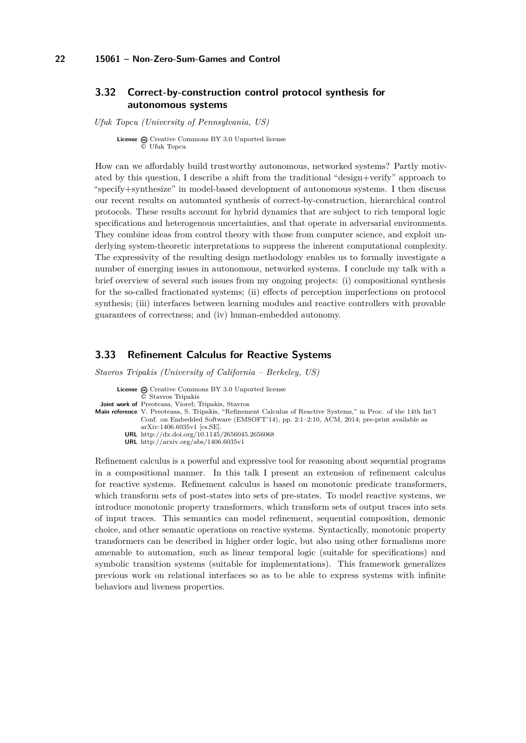## 3.32 Correct-by-construction control protocol synthesis for autonomous systems

*Ufuk Topcu (University of Pennsylvania, US)*

**License** Creative Commons BY 3.0 Unported license
© Ufuk Topcu

How can we affordably build trustworthy autonomous, networked systems? Partly motivated by this question, I describe a shift from the traditional "design+verify" approach to "specify+synthesize" in model-based development of autonomous systems. I then discuss our recent results on automated synthesis of correct-by-construction, hierarchical control protocols. These results account for hybrid dynamics that are subject to rich temporal logic specifications and heterogenous uncertainties, and that operate in adversarial environments. They combine ideas from control theory with those from computer science, and exploit underlying system-theoretic interpretations to suppress the inherent computational complexity. The expressivity of the resulting design methodology enables us to formally investigate a number of emerging issues in autonomous, networked systems. I conclude my talk with a brief overview of several such issues from my ongoing projects: (i) compositional synthesis for the so-called fractionated systems; (ii) effects of perception imperfections on protocol synthesis; (iii) interfaces between learning modules and reactive controllers with provable guarantees of correctness; and (iv) human-embedded autonomy.

## 3.33 Refinement Calculus for Reactive Systems

*Stavros Tripakis (University of California – Berkeley, US)*

**License** Creative Commons BY 3.0 Unported license
© Stavros Tripakis
**Joint work of** Preoteasa, Viorel; Tripakis, Stavros
**Main reference** V. Preoteasa, S. Tripakis, "Refinement Calculus of Reactive Systems," in Proc. of the 14th Int'l Conf. on Embedded Software (EMSOFT'14), pp. 2:1–2:10, ACM, 2014; pre-print available as arXiv:1406.6035v1 [cs.SE].
**URL** http://dx.doi.org/10.1145/2656045.2656068
**URL** http://arxiv.org/abs/1406.6035v1

Refinement calculus is a powerful and expressive tool for reasoning about sequential programs in a compositional manner. In this talk I present an extension of refinement calculus for reactive systems. Refinement calculus is based on monotonic predicate transformers, which transform sets of post-states into sets of pre-states. To model reactive systems, we introduce monotonic property transformers, which transform sets of output traces into sets of input traces. This semantics can model refinement, sequential composition, demonic choice, and other semantic operations on reactive systems. Syntactically, monotonic property transformers can be described in higher order logic, but also using other formalisms more amenable to automation, such as linear temporal logic (suitable for specifications) and symbolic transition systems (suitable for implementations). This framework generalizes previous work on relational interfaces so as to be able to express systems with infinite behaviors and liveness properties.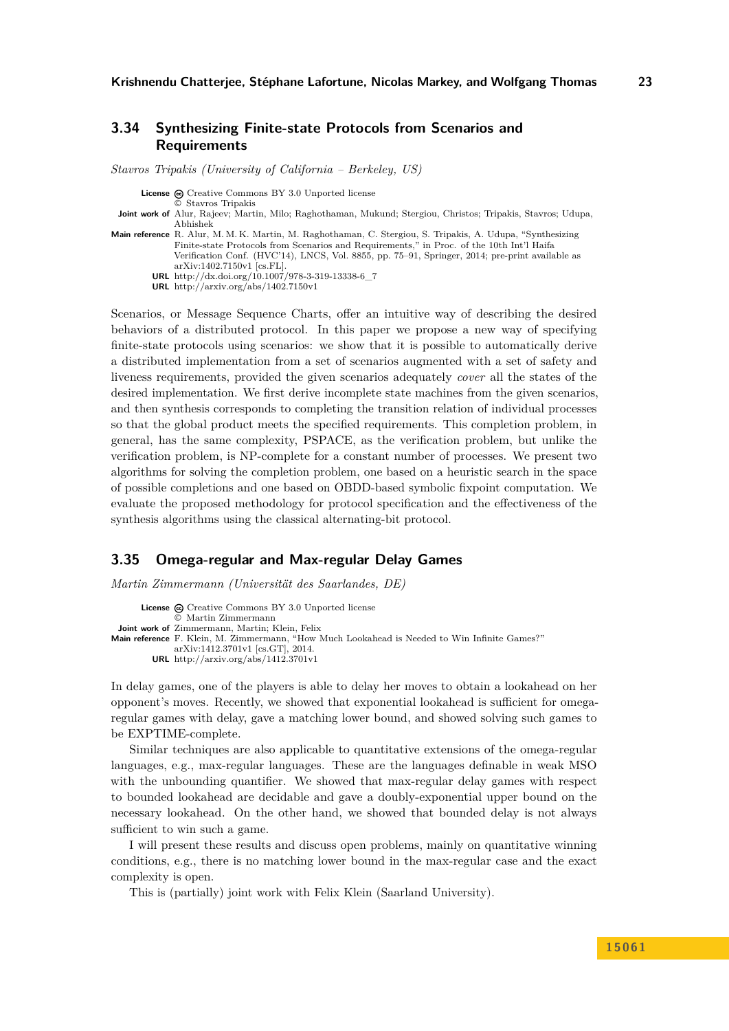### 3.34 Synthesizing Finite-state Protocols from Scenarios and Requirements

*Stavros Tripakis (University of California – Berkeley, US)*

**License** Creative Commons BY 3.0 Unported license
© Stavros Tripakis
**Joint work of** Alur, Rajeev; Martin, Milo; Raghothaman, Mukund; Stergiou, Christos; Tripakis, Stavros; Udupa, Abhishek
**Main reference** R. Alur, M. M. K. Martin, M. Raghothaman, C. Stergiou, S. Tripakis, A. Udupa, "Synthesizing Finite-state Protocols from Scenarios and Requirements," in Proc. of the 10th Int'l Haifa Verification Conf. (HVC'14), LNCS, Vol. 8855, pp. 75–91, Springer, 2014; pre-print available as arXiv:1402.7150v1 [cs.FL].
**URL** http://dx.doi.org/10.1007/978-3-319-13338-6_7
**URL** http://arxiv.org/abs/1402.7150v1

Scenarios, or Message Sequence Charts, offer an intuitive way of describing the desired behaviors of a distributed protocol. In this paper we propose a new way of specifying finite-state protocols using scenarios: we show that it is possible to automatically derive a distributed implementation from a set of scenarios augmented with a set of safety and liveness requirements, provided the given scenarios adequately *cover* all the states of the desired implementation. We first derive incomplete state machines from the given scenarios, and then synthesis corresponds to completing the transition relation of individual processes so that the global product meets the specified requirements. This completion problem, in general, has the same complexity, PSPACE, as the verification problem, but unlike the verification problem, is NP-complete for a constant number of processes. We present two algorithms for solving the completion problem, one based on a heuristic search in the space of possible completions and one based on OBDD-based symbolic fixpoint computation. We evaluate the proposed methodology for protocol specification and the effectiveness of the synthesis algorithms using the classical alternating-bit protocol.

### 3.35 Omega-regular and Max-regular Delay Games

*Martin Zimmermann (Universität des Saarlandes, DE)*

**License** Creative Commons BY 3.0 Unported license
© Martin Zimmermann
**Joint work of** Zimmermann, Martin; Klein, Felix
**Main reference** F. Klein, M. Zimmermann, "How Much Lookahead is Needed to Win Infinite Games?" arXiv:1412.3701v1 [cs.GT], 2014.
**URL** http://arxiv.org/abs/1412.3701v1

In delay games, one of the players is able to delay her moves to obtain a lookahead on her opponent's moves. Recently, we showed that exponential lookahead is sufficient for omega-regular games with delay, gave a matching lower bound, and showed solving such games to be EXPTIME-complete.

Similar techniques are also applicable to quantitative extensions of the omega-regular languages, e.g., max-regular languages. These are the languages definable in weak MSO with the unbounding quantifier. We showed that max-regular delay games with respect to bounded lookahead are decidable and gave a doubly-exponential upper bound on the necessary lookahead. On the other hand, we showed that bounded delay is not always sufficient to win such a game.

I will present these results and discuss open problems, mainly on quantitative winning conditions, e.g., there is no matching lower bound in the max-regular case and the exact complexity is open.

This is (partially) joint work with Felix Klein (Saarland University).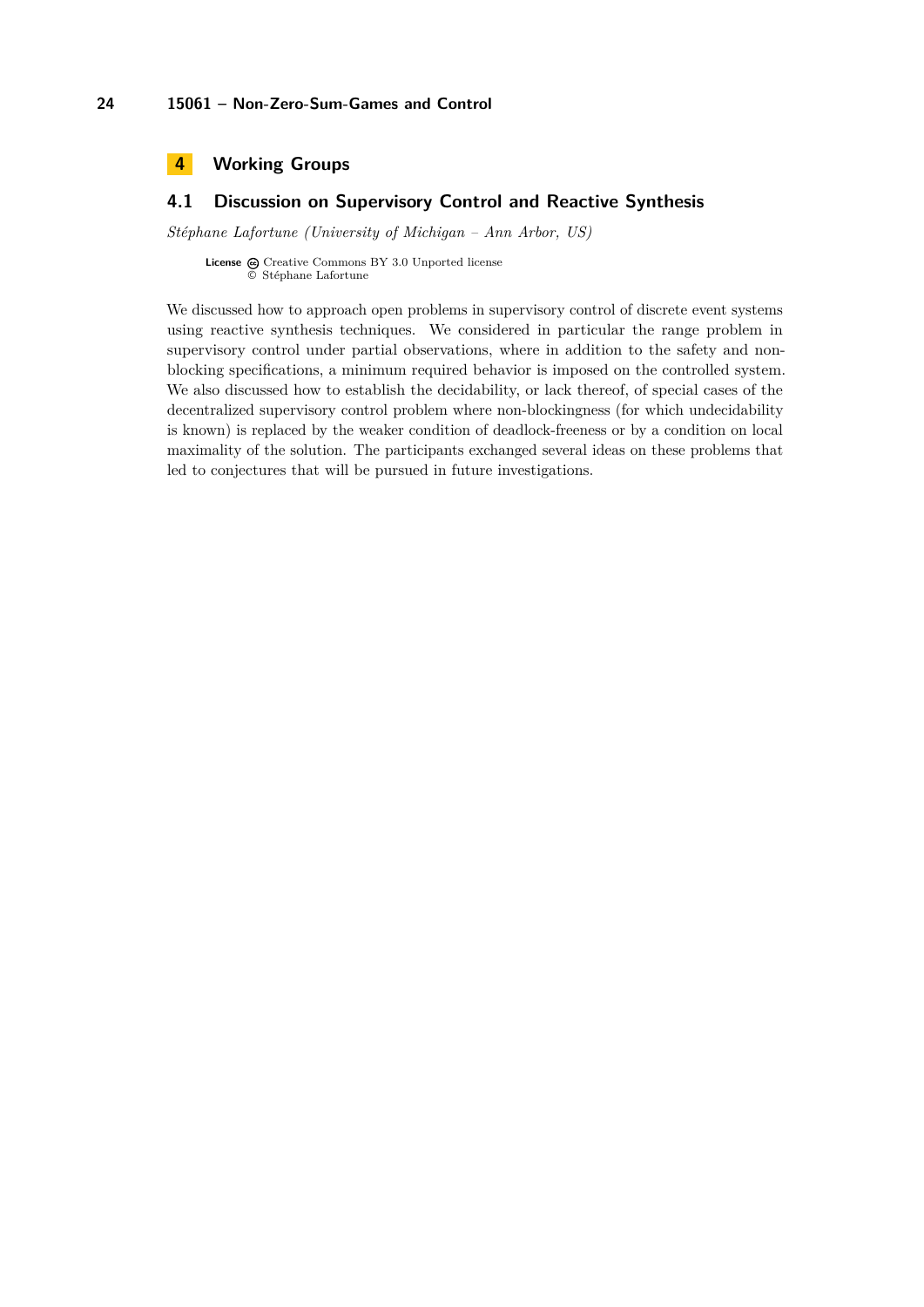# 4 Working Groups

## 4.1 Discussion on Supervisory Control and Reactive Synthesis

*Stéphane Lafortune (University of Michigan – Ann Arbor, US)*

**License** Creative Commons BY 3.0 Unported license
© Stéphane Lafortune

We discussed how to approach open problems in supervisory control of discrete event systems using reactive synthesis techniques. We considered in particular the range problem in supervisory control under partial observations, where in addition to the safety and non-blocking specifications, a minimum required behavior is imposed on the controlled system. We also discussed how to establish the decidability, or lack thereof, of special cases of the decentralized supervisory control problem where non-blockingness (for which undecidability is known) is replaced by the weaker condition of deadlock-freeness or by a condition on local maximality of the solution. The participants exchanged several ideas on these problems that led to conjectures that will be pursued in future investigations.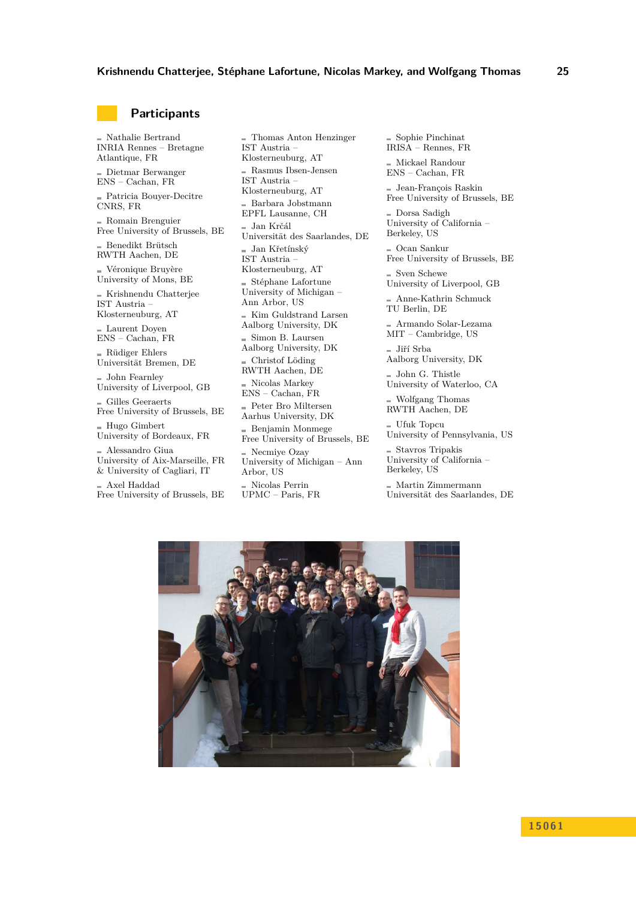## Participants

- Nathalie Bertrand
INRIA Rennes – Bretagne Atlantique, FR
- Dietmar Berwanger
ENS – Cachan, FR
- Patricia Bouyer-Decitre
CNRS, FR
- Romain Brenguier
Free University of Brussels, BE
- Benedikt Brütsch
RWTH Aachen, DE
- Véronique Bruyère
University of Mons, BE
- Krishnendu Chatterjee
IST Austria – Klosterneuburg, AT
- Laurent Doyen
ENS – Cachan, FR
- Rüdiger Ehlers
Universität Bremen, DE
- John Fearnley
University of Liverpool, GB
- Gilles Geeraerts
Free University of Brussels, BE
- Hugo Gimbert
University of Bordeaux, FR
- Alessandro Giua
University of Aix-Marseille, FR & University of Cagliari, IT
- Axel Haddad
Free University of Brussels, BE
- Thomas Anton Henzinger
IST Austria – Klosterneuburg, AT
- Rasmus Ibsen-Jensen
IST Austria – Klosterneuburg, AT
- Barbara Jobstmann
EPFL Lausanne, CH
- Jan Krčál
Universität des Saarlandes, DE
- Jan Křetínský
IST Austria – Klosterneuburg, AT
- Stéphane Lafortune
University of Michigan – Ann Arbor, US
- Kim Guldstrand Larsen
Aalborg University, DK
- Simon B. Laursen
Aalborg University, DK
- Christof Löding
RWTH Aachen, DE
- Nicolas Markey
ENS – Cachan, FR
- Peter Bro Miltersen
Aarhus University, DK
- Benjamin Monmege
Free University of Brussels, BE
- Necmiye Ozay
University of Michigan – Ann Arbor, US
- Nicolas Perrin
UPMC – Paris, FR
- Sophie Pinchinat
IRISA – Rennes, FR
- Mickael Randour
ENS – Cachan, FR
- Jean-François Raskin
Free University of Brussels, BE
- Dorsa Sadigh
University of California – Berkeley, US
- Ocan Sankur
Free University of Brussels, BE
- Sven Schewe
University of Liverpool, GB
- Anne-Kathrin Schmuck
TU Berlin, DE
- Armando Solar-Lezama
MIT – Cambridge, US
- Jiří Srba
Aalborg University, DK
- John G. Thistle
University of Waterloo, CA
- Wolfgang Thomas
RWTH Aachen, DE
- Ufuk Topcu
University of Pennsylvania, US
- Stavros Tripakis
University of California – Berkeley, US
- Martin Zimmermann
Universität des Saarlandes, DE